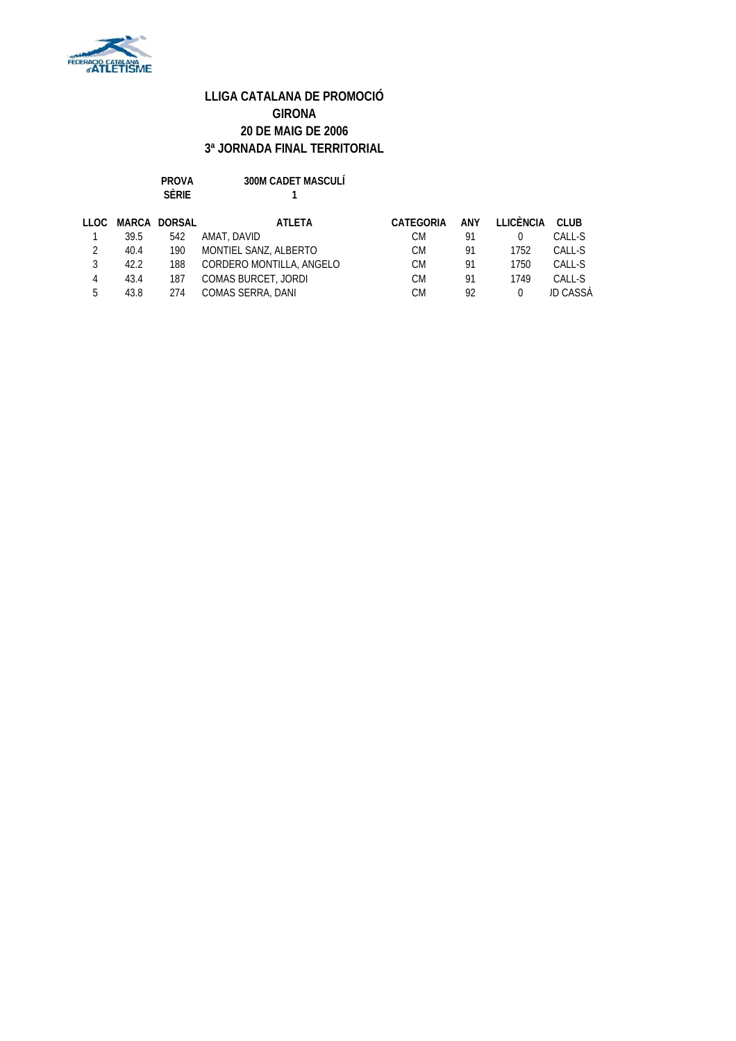# LLIGA CATALANA DE PROMOCIÓ
## GIRONA
## 20 DE MAIG DE 2006
## 3ª JORNADA FINAL TERRITORIAL

**PROVA** 300M CADET MASCULÍ
**SÈRIE** 1

| LLOC | MARCA | DORSAL | ATLETA | CATEGORIA | ANY | LLICÈNCIA | CLUB |
|---|---|---|---|---|---|---|---|
| 1 | 39.5 | 542 | AMAT, DAVID | CM | 91 | 0 | CALL-S |
| 2 | 40.4 | 190 | MONTIEL SANZ, ALBERTO | CM | 91 | 1752 | CALL-S |
| 3 | 42.2 | 188 | CORDERO MONTILLA, ANGELO | CM | 91 | 1750 | CALL-S |
| 4 | 43.4 | 187 | COMAS BURCET, JORDI | CM | 91 | 1749 | CALL-S |
| 5 | 43.8 | 274 | COMAS SERRA, DANI | CM | 92 | 0 | JD CASSÀ |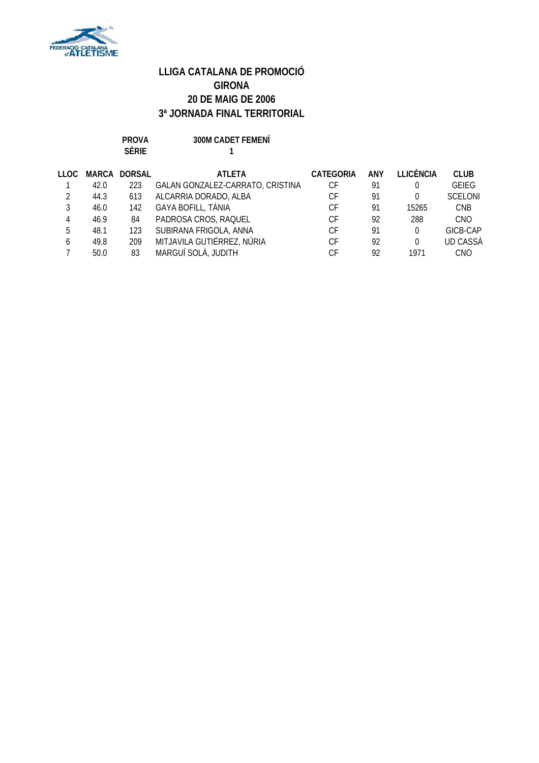# LLIGA CATALANA DE PROMOCIÓ
## GIRONA
## 20 DE MAIG DE 2006
## 3ª JORNADA FINAL TERRITORIAL

**PROVA** 300M CADET FEMENÍ
**SÈRIE** 1

| LLOC | MARCA | DORSAL | ATLETA | CATEGORIA | ANY | LLICÈNCIA | CLUB |
|---|---|---|---|---|---|---|---|
| 1 | 42.0 | 223 | GALAN GONZALEZ-CARRATO, CRISTINA | CF | 91 | 0 | GEIEG |
| 2 | 44.3 | 613 | ALCARRIA DORADO, ALBA | CF | 91 | 0 | SCELONI |
| 3 | 46.0 | 142 | GAYA BOFILL, TÀNIA | CF | 91 | 15265 | CNB |
| 4 | 46.9 | 84 | PADROSA CROS, RAQUEL | CF | 92 | 288 | CNO |
| 5 | 48.1 | 123 | SUBIRANA FRIGOLA, ANNA | CF | 91 | 0 | GICB-CAP |
| 6 | 49.8 | 209 | MITJAVILA GUTIÉRREZ, NÚRIA | CF | 92 | 0 | UD CASSÀ |
| 7 | 50.0 | 83 | MARGUÍ SOLÀ, JUDITH | CF | 92 | 1971 | CNO |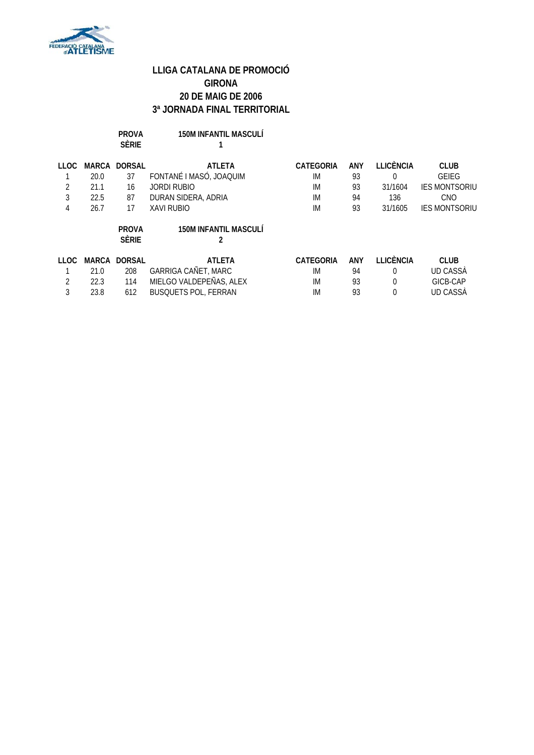# LLIGA CATALANA DE PROMOCIÓ

## GIRONA

## 20 DE MAIG DE 2006

## 3ª JORNADA FINAL TERRITORIAL

**PROVA** 150M INFANTIL MASCULÍ
**SÈRIE** 1

| LLOC | MARCA | DORSAL | ATLETA | CATEGORIA | ANY | LLICÈNCIA | CLUB |
|---|---|---|---|---|---|---|---|
| 1 | 20.0 | 37 | FONTANÉ I MASÓ, JOAQUIM | IM | 93 | 0 | GEIEG |
| 2 | 21.1 | 16 | JORDI RUBIO | IM | 93 | 31/1604 | IES MONTSORIU |
| 3 | 22.5 | 87 | DURAN SIDERA, ADRIA | IM | 94 | 136 | CNO |
| 4 | 26.7 | 17 | XAVI RUBIO | IM | 93 | 31/1605 | IES MONTSORIU |

**PROVA** 150M INFANTIL MASCULÍ
**SÈRIE** 2

| LLOC | MARCA | DORSAL | ATLETA | CATEGORIA | ANY | LLICÈNCIA | CLUB |
|---|---|---|---|---|---|---|---|
| 1 | 21.0 | 208 | GARRIGA CAÑET, MARC | IM | 94 | 0 | UD CASSÀ |
| 2 | 22.3 | 114 | MIELGO VALDEPEÑAS, ALEX | IM | 93 | 0 | GICB-CAP |
| 3 | 23.8 | 612 | BUSQUETS POL, FERRAN | IM | 93 | 0 | UD CASSÀ |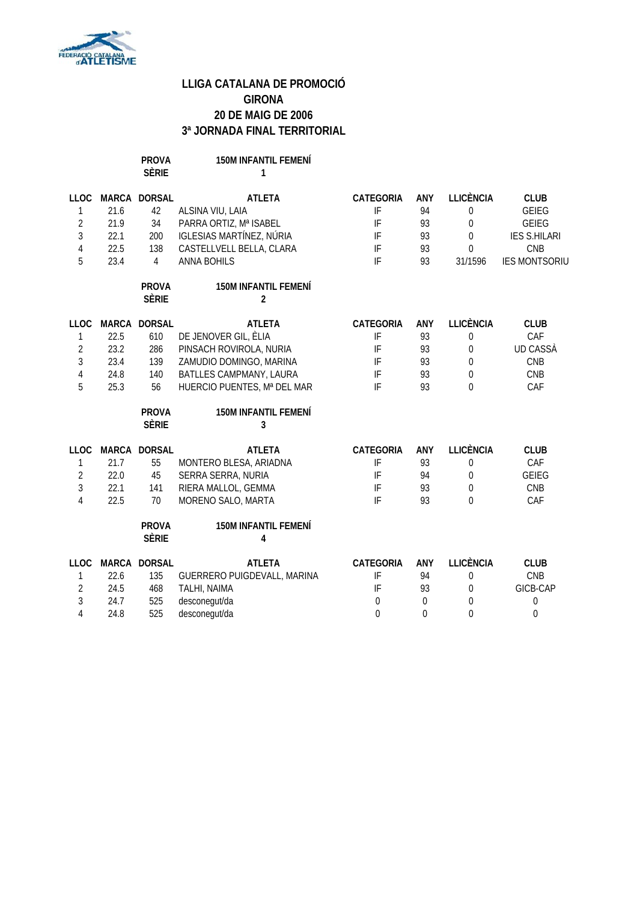# LLIGA CATALANA DE PROMOCIÓ
## GIRONA
## 20 DE MAIG DE 2006
## 3ª JORNADA FINAL TERRITORIAL

**PROVA** 150M INFANTIL FEMENÍ
**SÈRIE** 1

| LLOC | MARCA | DORSAL | ATLETA | CATEGORIA | ANY | LLICÈNCIA | CLUB |
|---|---|---|---|---|---|---|---|
| 1 | 21.6 | 42 | ALSINA VIU, LAIA | IF | 94 | 0 | GEIEG |
| 2 | 21.9 | 34 | PARRA ORTIZ, Mª ISABEL | IF | 93 | 0 | GEIEG |
| 3 | 22.1 | 200 | IGLESIAS MARTÍNEZ, NÚRIA | IF | 93 | 0 | IES S.HILARI |
| 4 | 22.5 | 138 | CASTELLVELL BELLA, CLARA | IF | 93 | 0 | CNB |
| 5 | 23.4 | 4 | ANNA BOHILS | IF | 93 | 31/1596 | IES MONTSORIU |

**PROVA** 150M INFANTIL FEMENÍ
**SÈRIE** 2

| LLOC | MARCA | DORSAL | ATLETA | CATEGORIA | ANY | LLICÈNCIA | CLUB |
|---|---|---|---|---|---|---|---|
| 1 | 22.5 | 610 | DE JENOVER GIL, ÈLIA | IF | 93 | 0 | CAF |
| 2 | 23.2 | 286 | PINSACH ROVIROLA, NURIA | IF | 93 | 0 | UD CASSÀ |
| 3 | 23.4 | 139 | ZAMUDIO DOMINGO, MARINA | IF | 93 | 0 | CNB |
| 4 | 24.8 | 140 | BATLLES CAMPMANY, LAURA | IF | 93 | 0 | CNB |
| 5 | 25.3 | 56 | HUERCIO PUENTES, Mª DEL MAR | IF | 93 | 0 | CAF |

**PROVA** 150M INFANTIL FEMENÍ
**SÈRIE** 3

| LLOC | MARCA | DORSAL | ATLETA | CATEGORIA | ANY | LLICÈNCIA | CLUB |
|---|---|---|---|---|---|---|---|
| 1 | 21.7 | 55 | MONTERO BLESA, ARIADNA | IF | 93 | 0 | CAF |
| 2 | 22.0 | 45 | SERRA SERRA, NURIA | IF | 94 | 0 | GEIEG |
| 3 | 22.1 | 141 | RIERA MALLOL, GEMMA | IF | 93 | 0 | CNB |
| 4 | 22.5 | 70 | MORENO SALO, MARTA | IF | 93 | 0 | CAF |

**PROVA** 150M INFANTIL FEMENÍ
**SÈRIE** 4

| LLOC | MARCA | DORSAL | ATLETA | CATEGORIA | ANY | LLICÈNCIA | CLUB |
|---|---|---|---|---|---|---|---|
| 1 | 22.6 | 135 | GUERRERO PUIGDEVALL, MARINA | IF | 94 | 0 | CNB |
| 2 | 24.5 | 468 | TALHI, NAIMA | IF | 93 | 0 | GICB-CAP |
| 3 | 24.7 | 525 | desconegut/da | 0 | 0 | 0 | 0 |
| 4 | 24.8 | 525 | desconegut/da | 0 | 0 | 0 | 0 |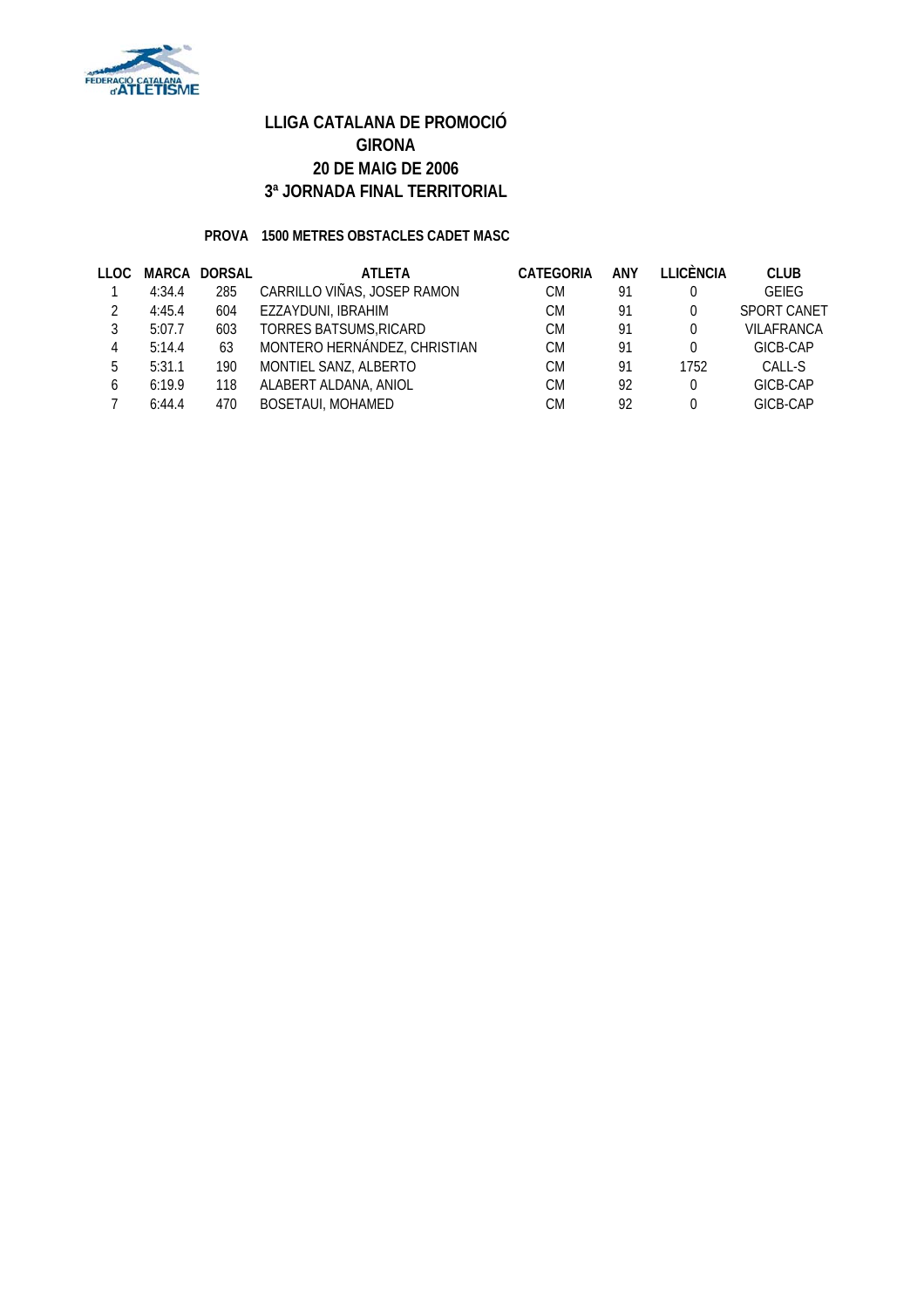# LLIGA CATALANA DE PROMOCIÓ
# GIRONA
# 20 DE MAIG DE 2006
# 3ª JORNADA FINAL TERRITORIAL

**PROVA 1500 METRES OBSTACLES CADET MASC**

| LLOC | MARCA | DORSAL | ATLETA | CATEGORIA | ANY | LLICÈNCIA | CLUB |
|---|---|---|---|---|---|---|---|
| 1 | 4:34.4 | 285 | CARRILLO VIÑAS, JOSEP RAMON | CM | 91 | 0 | GEIEG |
| 2 | 4:45.4 | 604 | EZZAYDUNI, IBRAHIM | CM | 91 | 0 | SPORT CANET |
| 3 | 5:07.7 | 603 | TORRES BATSUMS,RICARD | CM | 91 | 0 | VILAFRANCA |
| 4 | 5:14.4 | 63 | MONTERO HERNÁNDEZ, CHRISTIAN | CM | 91 | 0 | GICB-CAP |
| 5 | 5:31.1 | 190 | MONTIEL SANZ, ALBERTO | CM | 91 | 1752 | CALL-S |
| 6 | 6:19.9 | 118 | ALABERT ALDANA, ANIOL | CM | 92 | 0 | GICB-CAP |
| 7 | 6:44.4 | 470 | BOSETAUI, MOHAMED | CM | 92 | 0 | GICB-CAP |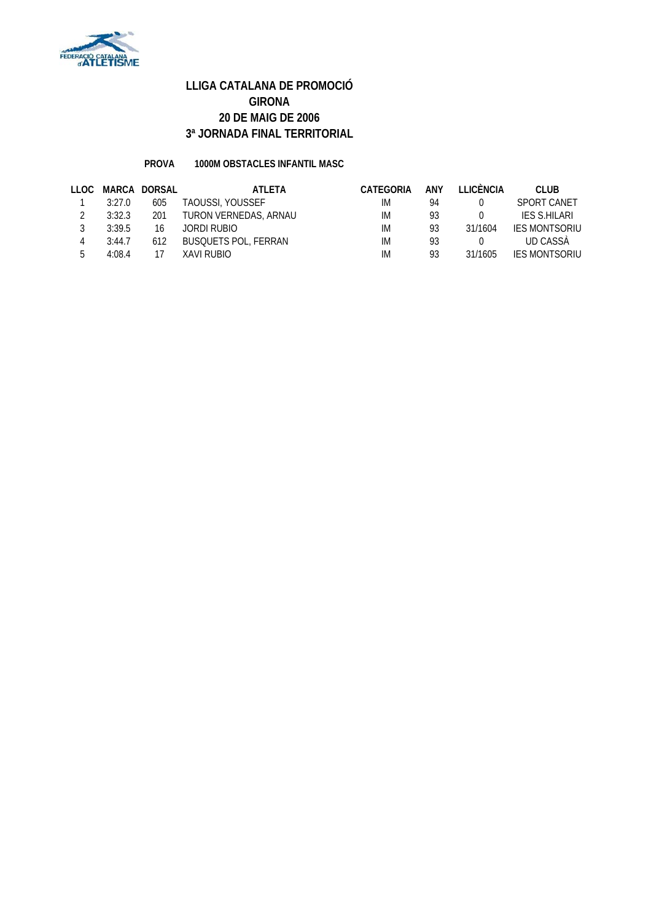# LLIGA CATALANA DE PROMOCIÓ
## GIRONA
## 20 DE MAIG DE 2006
## 3ª JORNADA FINAL TERRITORIAL

**PROVA** **1000M OBSTACLES INFANTIL MASC**

| LLOC | MARCA | DORSAL | ATLETA | CATEGORIA | ANY | LLICÈNCIA | CLUB |
|---|---|---|---|---|---|---|---|
| 1 | 3:27.0 | 605 | TAOUSSI, YOUSSEF | IM | 94 | 0 | SPORT CANET |
| 2 | 3:32.3 | 201 | TURON VERNEDAS, ARNAU | IM | 93 | 0 | IES S.HILARI |
| 3 | 3:39.5 | 16 | JORDI RUBIO | IM | 93 | 31/1604 | IES MONTSORIU |
| 4 | 3:44.7 | 612 | BUSQUETS POL, FERRAN | IM | 93 | 0 | UD CASSÀ |
| 5 | 4:08.4 | 17 | XAVI RUBIO | IM | 93 | 31/1605 | IES MONTSORIU |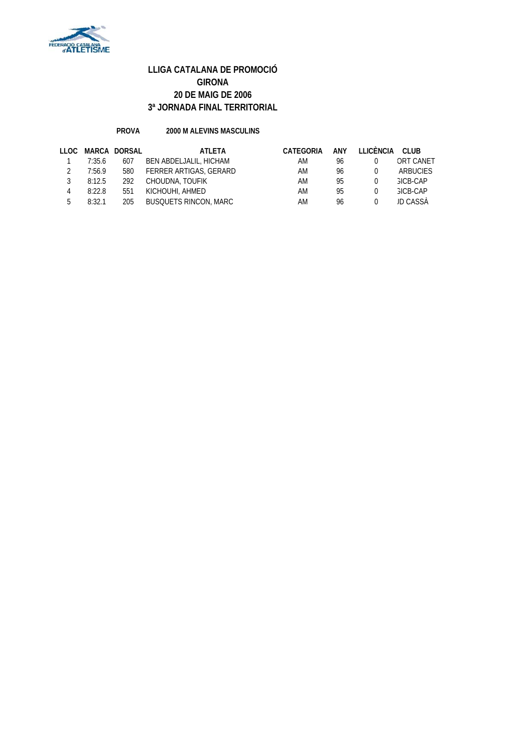# LLIGA CATALANA DE PROMOCIÓ
## GIRONA
## 20 DE MAIG DE 2006
## 3ª JORNADA FINAL TERRITORIAL

**PROVA** **2000 M ALEVINS MASCULINS**

| LLOC | MARCA | DORSAL | ATLETA | CATEGORIA | ANY | LLICÈNCIA | CLUB |
|---|---|---|---|---|---|---|---|
| 1 | 7:35.6 | 607 | BEN ABDELJALIL, HICHAM | AM | 96 | 0 | ORT CANET |
| 2 | 7:56.9 | 580 | FERRER ARTIGAS, GERARD | AM | 96 | 0 | ARBUCIES |
| 3 | 8:12.5 | 292 | CHOUDNA, TOUFIK | AM | 95 | 0 | GICB-CAP |
| 4 | 8:22.8 | 551 | KICHOUHI, AHMED | AM | 95 | 0 | GICB-CAP |
| 5 | 8:32.1 | 205 | BUSQUETS RINCON, MARC | AM | 96 | 0 | JD CASSÀ |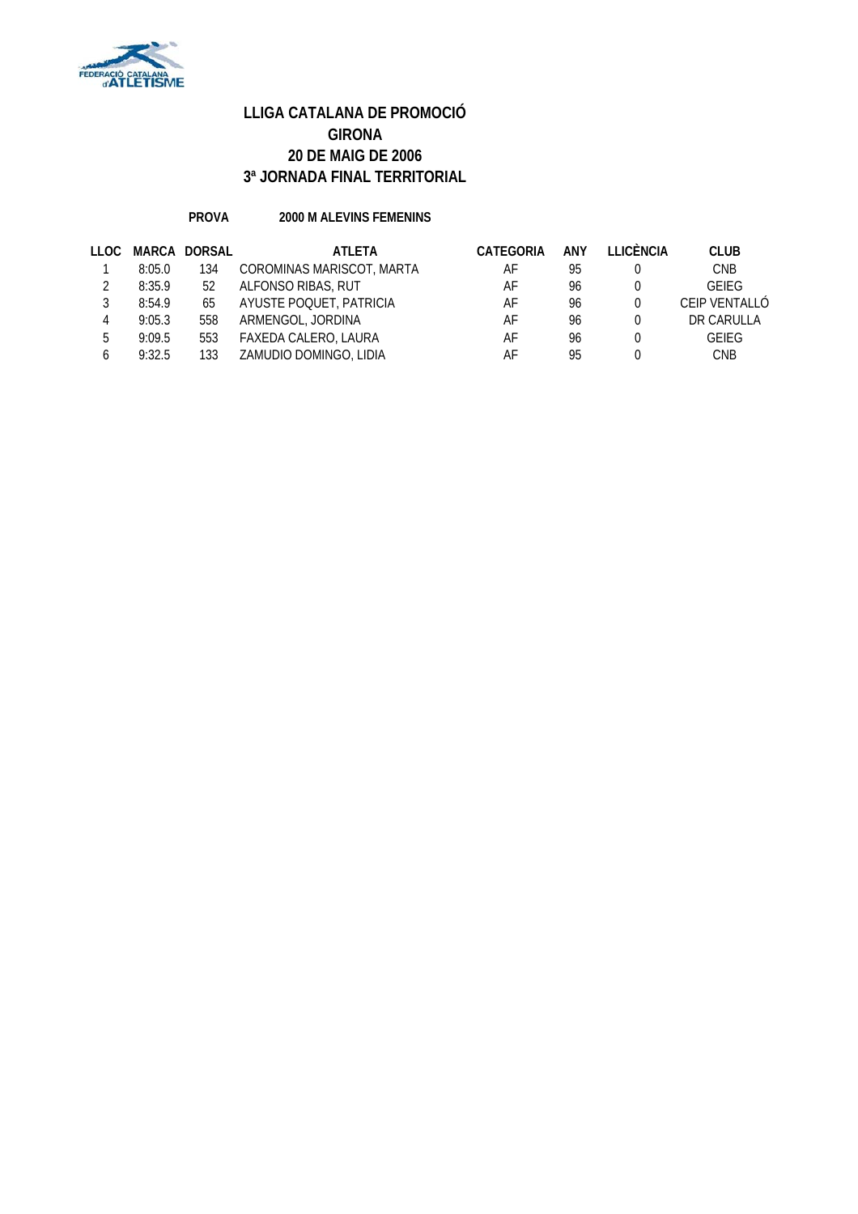# LLIGA CATALANA DE PROMOCIÓ
# GIRONA
# 20 DE MAIG DE 2006
# 3ª JORNADA FINAL TERRITORIAL

**PROVA** **2000 M ALEVINS FEMENINS**

| LLOC | MARCA | DORSAL | ATLETA | CATEGORIA | ANY | LLICÈNCIA | CLUB |
|---|---|---|---|---|---|---|---|
| 1 | 8:05.0 | 134 | COROMINAS MARISCOT, MARTA | AF | 95 | 0 | CNB |
| 2 | 8:35.9 | 52 | ALFONSO RIBAS, RUT | AF | 96 | 0 | GEIEG |
| 3 | 8:54.9 | 65 | AYUSTE POQUET, PATRICIA | AF | 96 | 0 | CEIP VENTALLÓ |
| 4 | 9:05.3 | 558 | ARMENGOL, JORDINA | AF | 96 | 0 | DR CARULLA |
| 5 | 9:09.5 | 553 | FAXEDA CALERO, LAURA | AF | 96 | 0 | GEIEG |
| 6 | 9:32.5 | 133 | ZAMUDIO DOMINGO, LIDIA | AF | 95 | 0 | CNB |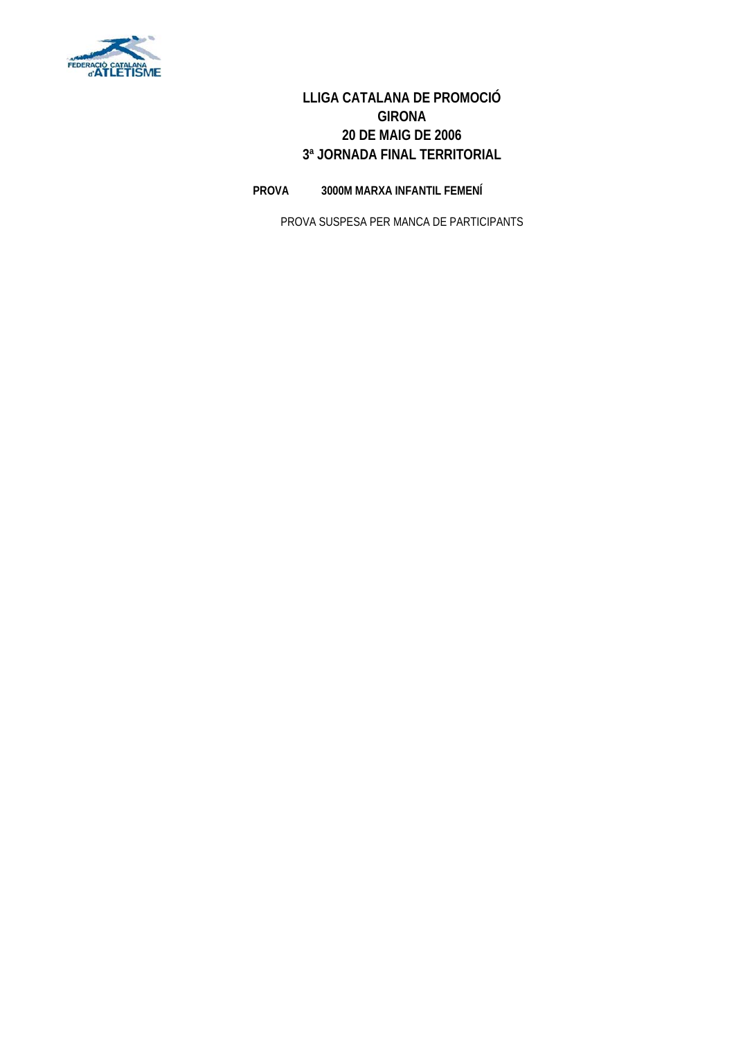FEDERACIÓ CATALANA d'ATLETISME

# LLIGA CATALANA DE PROMOCIÓ
## GIRONA
## 20 DE MAIG DE 2006
## 3ª JORNADA FINAL TERRITORIAL

**PROVA** **3000M MARXA INFANTIL FEMENÍ**

PROVA SUSPESA PER MANCA DE PARTICIPANTS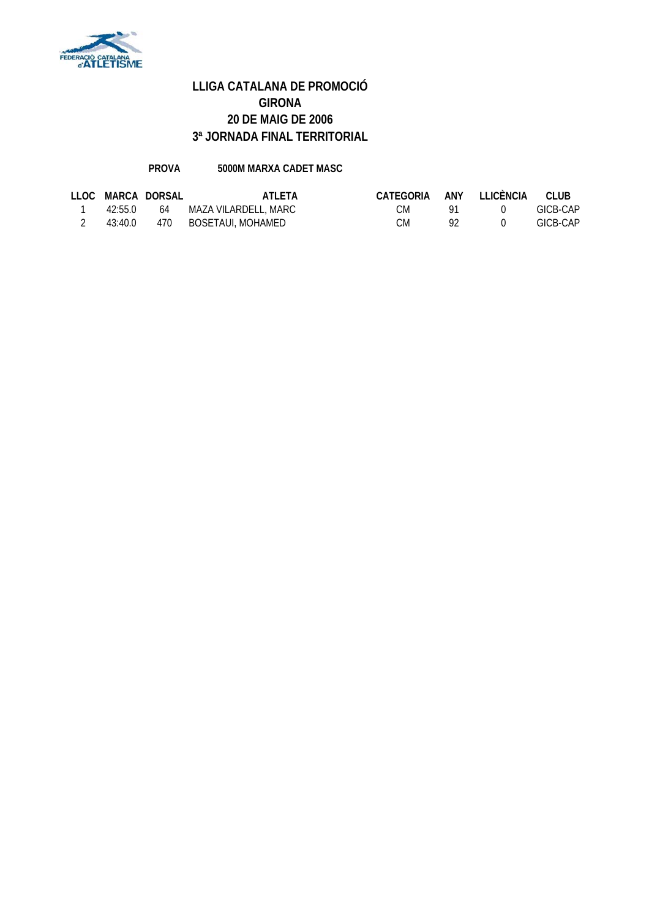# LLIGA CATALANA DE PROMOCIÓ
## GIRONA
## 20 DE MAIG DE 2006
## 3ª JORNADA FINAL TERRITORIAL

**PROVA** **5000M MARXA CADET MASC**

| LLOC | MARCA | DORSAL | ATLETA | CATEGORIA | ANY | LLICÈNCIA | CLUB |
|---|---|---|---|---|---|---|---|
| 1 | 42:55.0 | 64 | MAZA VILARDELL, MARC | CM | 91 | 0 | GICB-CAP |
| 2 | 43:40.0 | 470 | BOSETAUI, MOHAMED | CM | 92 | 0 | GICB-CAP |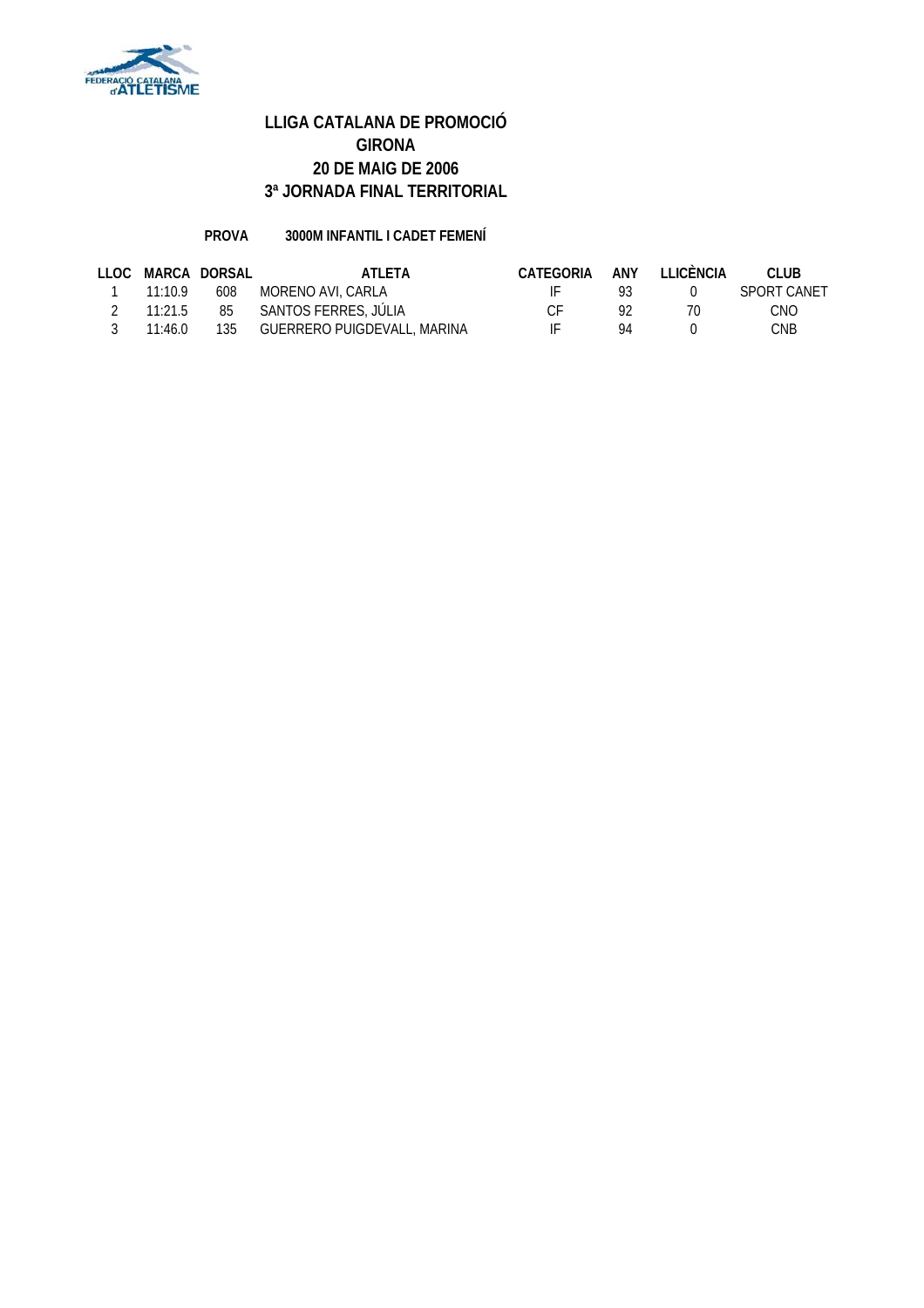# LLIGA CATALANA DE PROMOCIÓ
# GIRONA
# 20 DE MAIG DE 2006
# 3ª JORNADA FINAL TERRITORIAL

**PROVA** **3000M INFANTIL I CADET FEMENÍ**

| LLOC | MARCA | DORSAL | ATLETA | CATEGORIA | ANY | LLICÈNCIA | CLUB |
|---|---|---|---|---|---|---|---|
| 1 | 11:10.9 | 608 | MORENO AVI, CARLA | IF | 93 | 0 | SPORT CANET |
| 2 | 11:21.5 | 85 | SANTOS FERRES, JÚLIA | CF | 92 | 70 | CNO |
| 3 | 11:46.0 | 135 | GUERRERO PUIGDEVALL, MARINA | IF | 94 | 0 | CNB |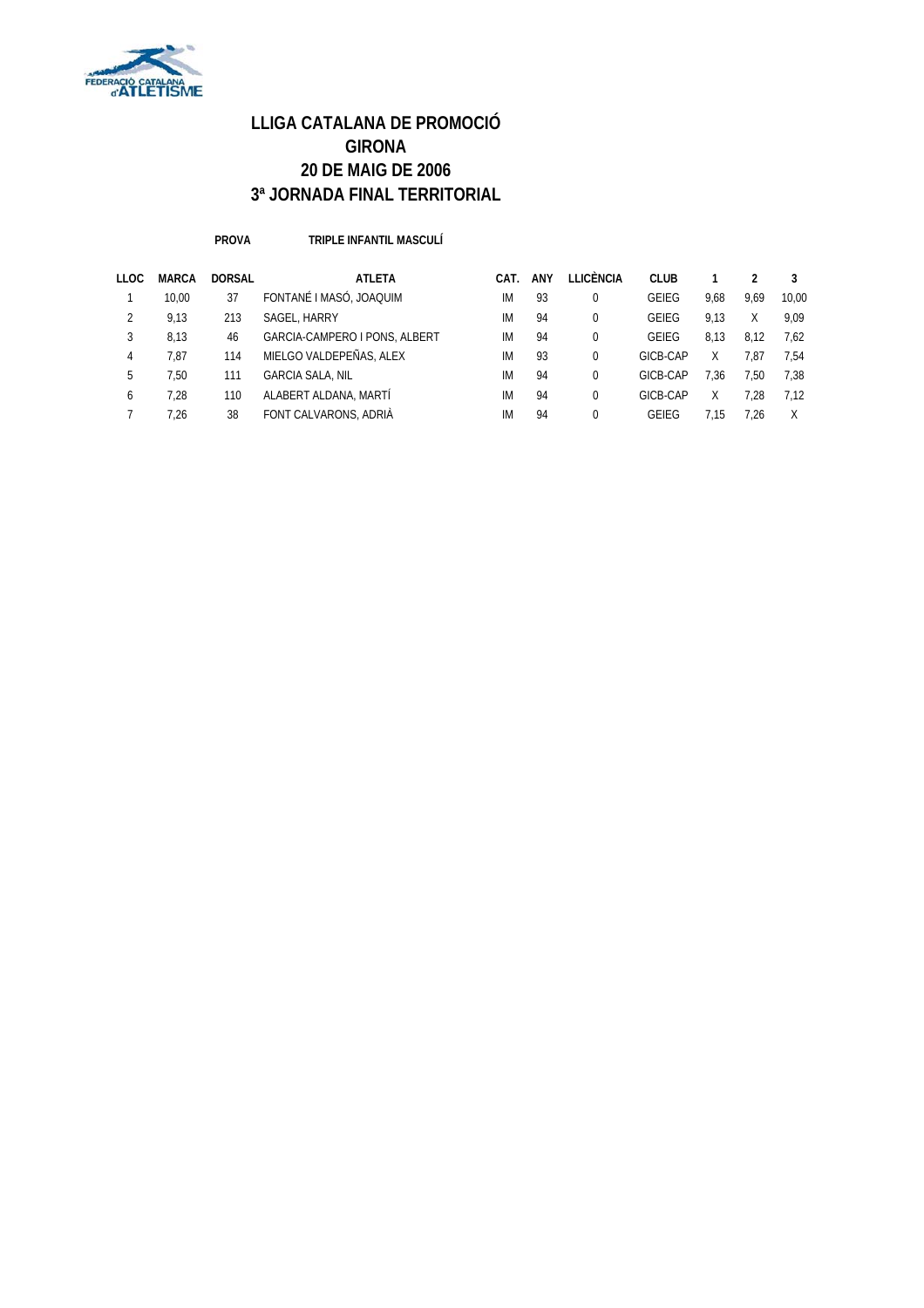# LLIGA CATALANA DE PROMOCIÓ
# GIRONA
# 20 DE MAIG DE 2006
# 3ª JORNADA FINAL TERRITORIAL

**PROVA** **TRIPLE INFANTIL MASCULÍ**

| LLOC | MARCA | DORSAL | ATLETA | CAT. | ANY | LLICÈNCIA | CLUB | 1 | 2 | 3 |
|---|---|---|---|---|---|---|---|---|---|---|
| 1 | 10,00 | 37 | FONTANÉ I MASÓ, JOAQUIM | IM | 93 | 0 | GEIEG | 9,68 | 9,69 | 10,00 |
| 2 | 9,13 | 213 | SAGEL, HARRY | IM | 94 | 0 | GEIEG | 9,13 | X | 9,09 |
| 3 | 8,13 | 46 | GARCIA-CAMPERO I PONS, ALBERT | IM | 94 | 0 | GEIEG | 8,13 | 8,12 | 7,62 |
| 4 | 7,87 | 114 | MIELGO VALDEPEÑAS, ALEX | IM | 93 | 0 | GICB-CAP | X | 7,87 | 7,54 |
| 5 | 7,50 | 111 | GARCIA SALA, NIL | IM | 94 | 0 | GICB-CAP | 7,36 | 7,50 | 7,38 |
| 6 | 7,28 | 110 | ALABERT ALDANA, MARTÍ | IM | 94 | 0 | GICB-CAP | X | 7,28 | 7,12 |
| 7 | 7,26 | 38 | FONT CALVARONS, ADRIÀ | IM | 94 | 0 | GEIEG | 7,15 | 7,26 | X |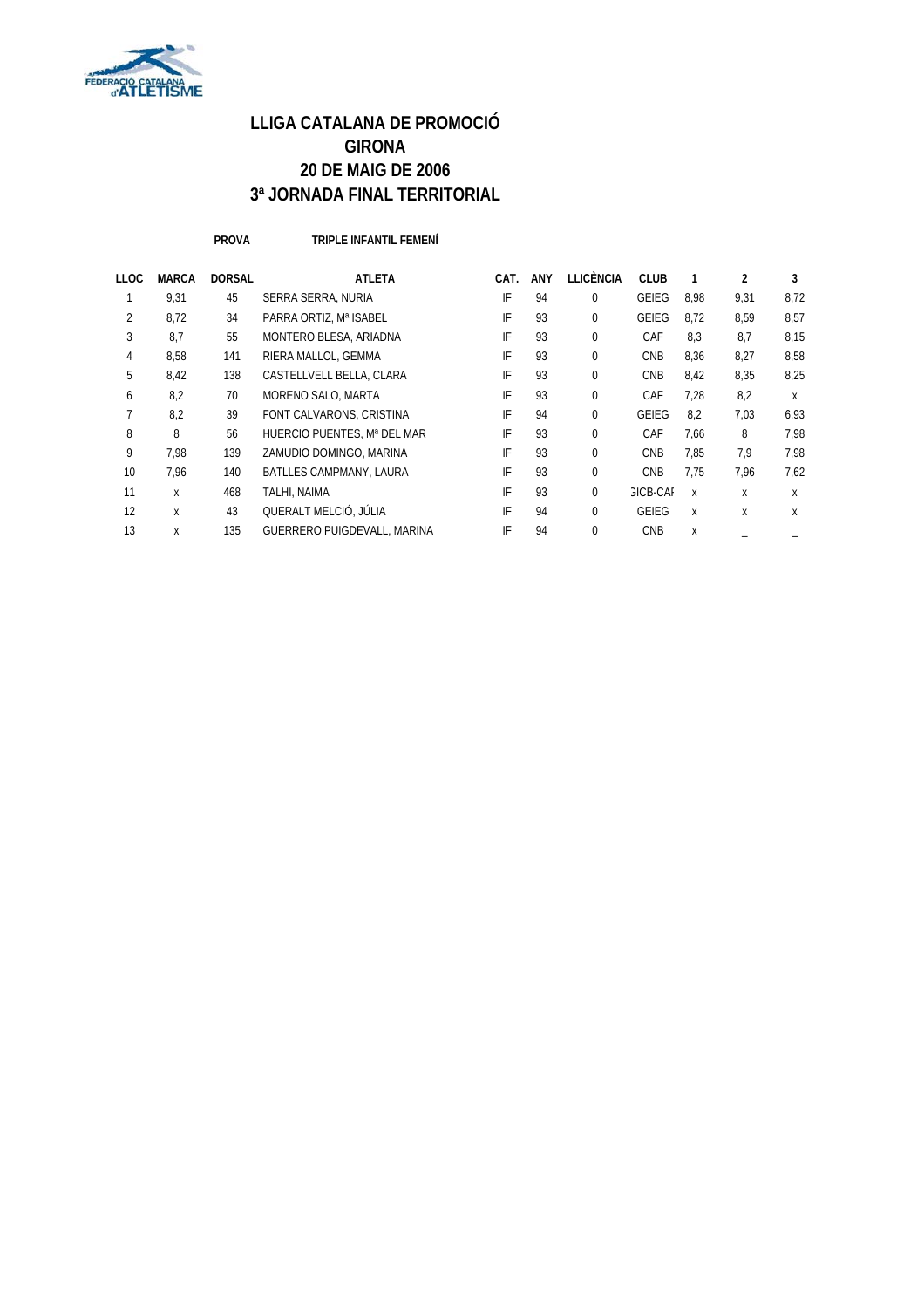# LLIGA CATALANA DE PROMOCIÓ
# GIRONA
# 20 DE MAIG DE 2006
# 3ª JORNADA FINAL TERRITORIAL

**PROVA** **TRIPLE INFANTIL FEMENÍ**

| LLOC | MARCA | DORSAL | ATLETA | CAT. | ANY | LLICÈNCIA | CLUB | 1 | 2 | 3 |
|---|---|---|---|---|---|---|---|---|---|---|
| 1 | 9,31 | 45 | SERRA SERRA, NURIA | IF | 94 | 0 | GEIEG | 8,98 | 9,31 | 8,72 |
| 2 | 8,72 | 34 | PARRA ORTIZ, Mª ISABEL | IF | 93 | 0 | GEIEG | 8,72 | 8,59 | 8,57 |
| 3 | 8,7 | 55 | MONTERO BLESA, ARIADNA | IF | 93 | 0 | CAF | 8,3 | 8,7 | 8,15 |
| 4 | 8,58 | 141 | RIERA MALLOL, GEMMA | IF | 93 | 0 | CNB | 8,36 | 8,27 | 8,58 |
| 5 | 8,42 | 138 | CASTELLVELL BELLA, CLARA | IF | 93 | 0 | CNB | 8,42 | 8,35 | 8,25 |
| 6 | 8,2 | 70 | MORENO SALO, MARTA | IF | 93 | 0 | CAF | 7,28 | 8,2 | x |
| 7 | 8,2 | 39 | FONT CALVARONS, CRISTINA | IF | 94 | 0 | GEIEG | 8,2 | 7,03 | 6,93 |
| 8 | 8 | 56 | HUERCIO PUENTES, Mª DEL MAR | IF | 93 | 0 | CAF | 7,66 | 8 | 7,98 |
| 9 | 7,98 | 139 | ZAMUDIO DOMINGO, MARINA | IF | 93 | 0 | CNB | 7,85 | 7,9 | 7,98 |
| 10 | 7,96 | 140 | BATLLES CAMPMANY, LAURA | IF | 93 | 0 | CNB | 7,75 | 7,96 | 7,62 |
| 11 | x | 468 | TALHI, NAIMA | IF | 93 | 0 | GICB-CAF | x | x | x |
| 12 | x | 43 | QUERALT MELCIÓ, JÚLIA | IF | 94 | 0 | GEIEG | x | x | x |
| 13 | x | 135 | GUERRERO PUIGDEVALL, MARINA | IF | 94 | 0 | CNB | x | _ | _ |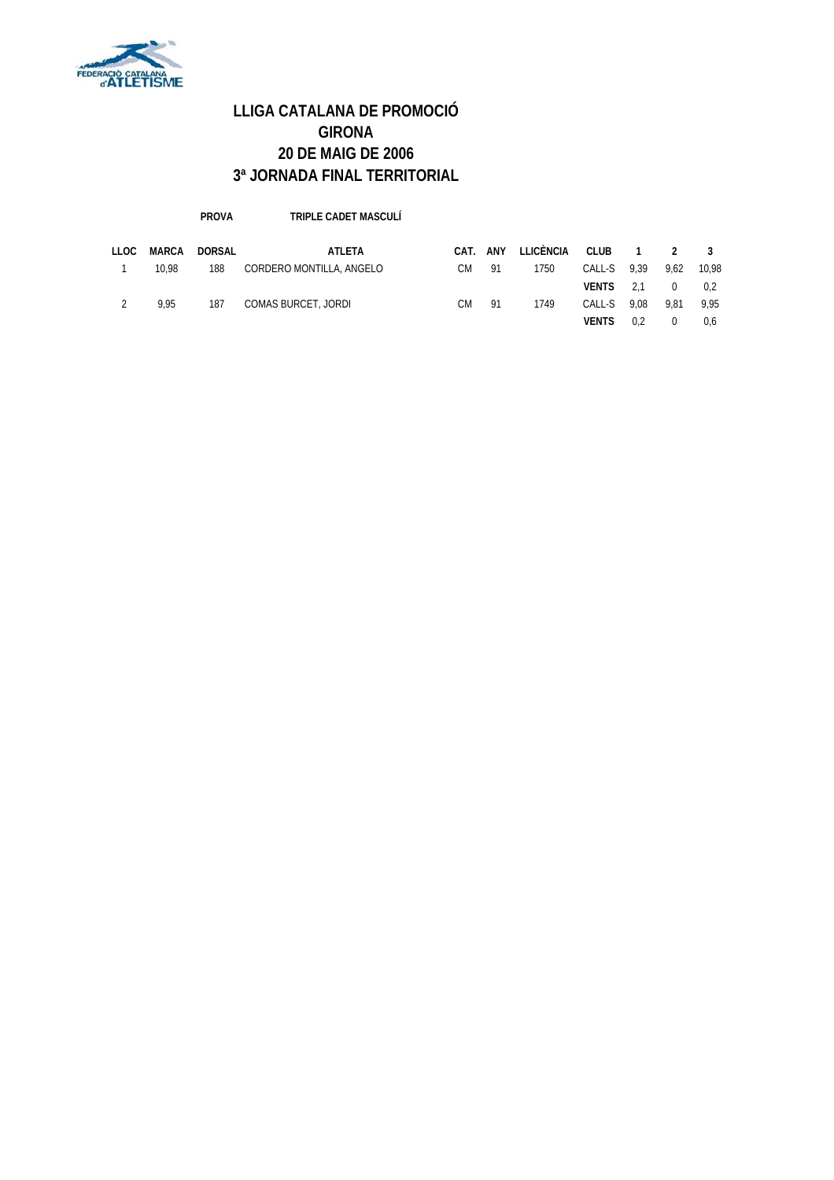# LLIGA CATALANA DE PROMOCIÓ
# GIRONA
# 20 DE MAIG DE 2006
# 3ª JORNADA FINAL TERRITORIAL

**PROVA** **TRIPLE CADET MASCULÍ**

| LLOC | MARCA | DORSAL | ATLETA | CAT. | ANY | LLICÈNCIA | CLUB | 1 | 2 | 3 |
|---|---|---|---|---|---|---|---|---|---|---|
| 1 | 10,98 | 188 | CORDERO MONTILLA, ANGELO | CM | 91 | 1750 | CALL-S | 9,39 | 9,62 | 10,98 |
| | | | | | | | **VENTS** | 2,1 | 0 | 0,2 |
| 2 | 9,95 | 187 | COMAS BURCET, JORDI | CM | 91 | 1749 | CALL-S | 9,08 | 9,81 | 9,95 |
| | | | | | | | **VENTS** | 0,2 | 0 | 0,6 |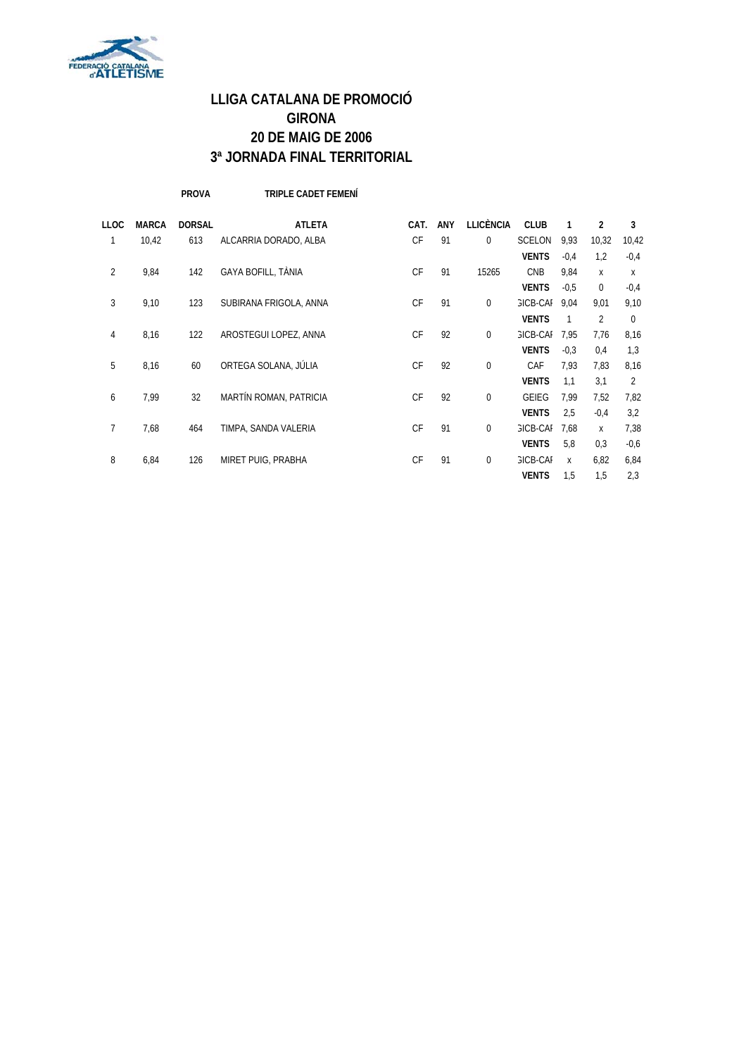# LLIGA CATALANA DE PROMOCIÓ
# GIRONA
# 20 DE MAIG DE 2006
# 3ª JORNADA FINAL TERRITORIAL

**PROVA** **TRIPLE CADET FEMENÍ**

| LLOC | MARCA | DORSAL | ATLETA | CAT. | ANY | LLICÈNCIA | CLUB | 1 | 2 | 3 |
|---|---|---|---|---|---|---|---|---|---|---|
| 1 | 10,42 | 613 | ALCARRIA DORADO, ALBA | CF | 91 | 0 | SCELON | 9,93 | 10,32 | 10,42 |
| | | | | | | | **VENTS** | -0,4 | 1,2 | -0,4 |
| 2 | 9,84 | 142 | GAYA BOFILL, TÀNIA | CF | 91 | 15265 | CNB | 9,84 | x | x |
| | | | | | | | **VENTS** | -0,5 | 0 | -0,4 |
| 3 | 9,10 | 123 | SUBIRANA FRIGOLA, ANNA | CF | 91 | 0 | GICB-CAF | 9,04 | 9,01 | 9,10 |
| | | | | | | | **VENTS** | 1 | 2 | 0 |
| 4 | 8,16 | 122 | AROSTEGUI LOPEZ, ANNA | CF | 92 | 0 | GICB-CAF | 7,95 | 7,76 | 8,16 |
| | | | | | | | **VENTS** | -0,3 | 0,4 | 1,3 |
| 5 | 8,16 | 60 | ORTEGA SOLANA, JÚLIA | CF | 92 | 0 | CAF | 7,93 | 7,83 | 8,16 |
| | | | | | | | **VENTS** | 1,1 | 3,1 | 2 |
| 6 | 7,99 | 32 | MARTÍN ROMAN, PATRICIA | CF | 92 | 0 | GEIEG | 7,99 | 7,52 | 7,82 |
| | | | | | | | **VENTS** | 2,5 | -0,4 | 3,2 |
| 7 | 7,68 | 464 | TIMPA, SANDA VALERIA | CF | 91 | 0 | GICB-CAF | 7,68 | x | 7,38 |
| | | | | | | | **VENTS** | 5,8 | 0,3 | -0,6 |
| 8 | 6,84 | 126 | MIRET PUIG, PRABHA | CF | 91 | 0 | GICB-CAF | x | 6,82 | 6,84 |
| | | | | | | | **VENTS** | 1,5 | 1,5 | 2,3 |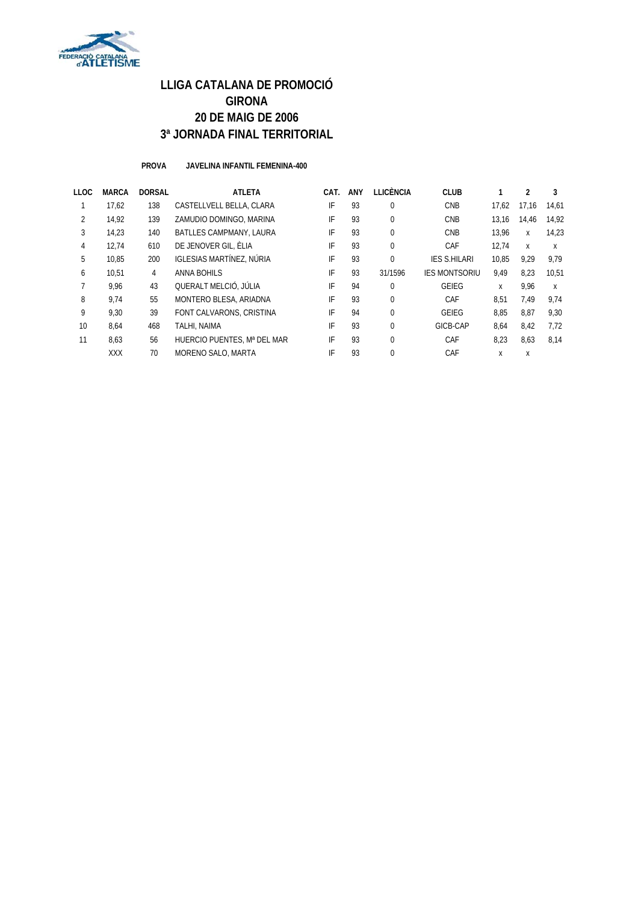# LLIGA CATALANA DE PROMOCIÓ
# GIRONA
# 20 DE MAIG DE 2006
# 3ª JORNADA FINAL TERRITORIAL

**PROVA** **JAVELINA INFANTIL FEMENINA-400**

| LLOC | MARCA | DORSAL | ATLETA | CAT. | ANY | LLICÈNCIA | CLUB | 1 | 2 | 3 |
|---|---|---|---|---|---|---|---|---|---|---|
| 1 | 17,62 | 138 | CASTELLVELL BELLA, CLARA | IF | 93 | 0 | CNB | 17,62 | 17,16 | 14,61 |
| 2 | 14,92 | 139 | ZAMUDIO DOMINGO, MARINA | IF | 93 | 0 | CNB | 13,16 | 14,46 | 14,92 |
| 3 | 14,23 | 140 | BATLLES CAMPMANY, LAURA | IF | 93 | 0 | CNB | 13,96 | X | 14,23 |
| 4 | 12,74 | 610 | DE JENOVER GIL, ÈLIA | IF | 93 | 0 | CAF | 12,74 | X | X |
| 5 | 10,85 | 200 | IGLESIAS MARTÍNEZ, NÚRIA | IF | 93 | 0 | IES S.HILARI | 10,85 | 9,29 | 9,79 |
| 6 | 10,51 | 4 | ANNA BOHILS | IF | 93 | 31/1596 | IES MONTSORIU | 9,49 | 8,23 | 10,51 |
| 7 | 9,96 | 43 | QUERALT MELCIÓ, JÚLIA | IF | 94 | 0 | GEIEG | X | 9,96 | X |
| 8 | 9,74 | 55 | MONTERO BLESA, ARIADNA | IF | 93 | 0 | CAF | 8,51 | 7,49 | 9,74 |
| 9 | 9,30 | 39 | FONT CALVARONS, CRISTINA | IF | 94 | 0 | GEIEG | 8,85 | 8,87 | 9,30 |
| 10 | 8,64 | 468 | TALHI, NAIMA | IF | 93 | 0 | GICB-CAP | 8,64 | 8,42 | 7,72 |
| 11 | 8,63 | 56 | HUERCIO PUENTES, Mª DEL MAR | IF | 93 | 0 | CAF | 8,23 | 8,63 | 8,14 |
| | XXX | 70 | MORENO SALO, MARTA | IF | 93 | 0 | CAF | X | X | |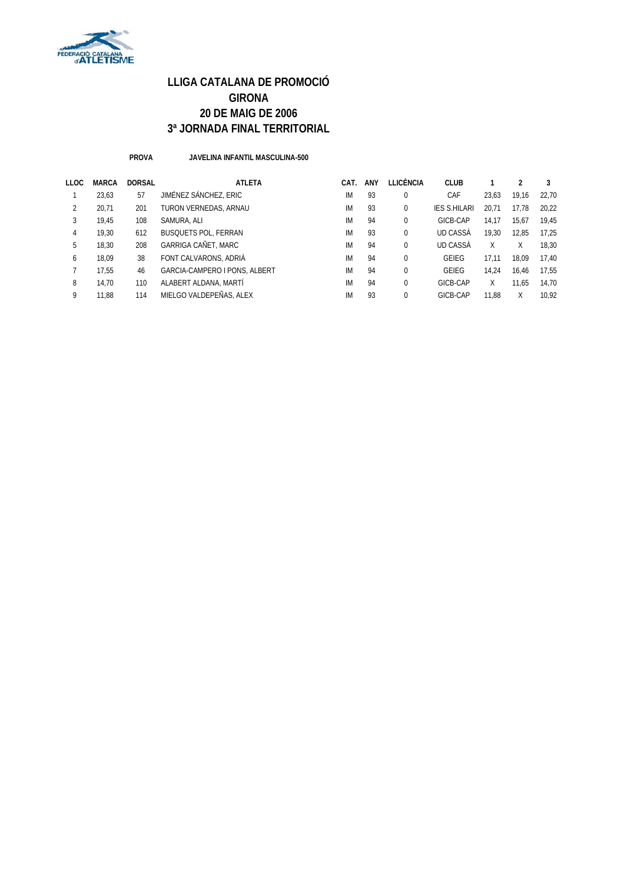# LLIGA CATALANA DE PROMOCIÓ
# GIRONA
# 20 DE MAIG DE 2006
# 3ª JORNADA FINAL TERRITORIAL

**PROVA** **JAVELINA INFANTIL MASCULINA-500**

| LLOC | MARCA | DORSAL | ATLETA | CAT. | ANY | LLICÈNCIA | CLUB | 1 | 2 | 3 |
|---|---|---|---|---|---|---|---|---|---|---|
| 1 | 23,63 | 57 | JIMÉNEZ SÁNCHEZ, ERIC | IM | 93 | 0 | CAF | 23,63 | 19,16 | 22,70 |
| 2 | 20,71 | 201 | TURON VERNEDAS, ARNAU | IM | 93 | 0 | IES S.HILARI | 20,71 | 17,78 | 20,22 |
| 3 | 19,45 | 108 | SAMURA, ALI | IM | 94 | 0 | GICB-CAP | 14,17 | 15,67 | 19,45 |
| 4 | 19,30 | 612 | BUSQUETS POL, FERRAN | IM | 93 | 0 | UD CASSÀ | 19,30 | 12,85 | 17,25 |
| 5 | 18,30 | 208 | GARRIGA CAÑET, MARC | IM | 94 | 0 | UD CASSÀ | X | X | 18,30 |
| 6 | 18,09 | 38 | FONT CALVARONS, ADRIÀ | IM | 94 | 0 | GEIEG | 17,11 | 18,09 | 17,40 |
| 7 | 17,55 | 46 | GARCIA-CAMPERO I PONS, ALBERT | IM | 94 | 0 | GEIEG | 14,24 | 16,46 | 17,55 |
| 8 | 14,70 | 110 | ALABERT ALDANA, MARTÍ | IM | 94 | 0 | GICB-CAP | X | 11,65 | 14,70 |
| 9 | 11,88 | 114 | MIELGO VALDEPEÑAS, ALEX | IM | 93 | 0 | GICB-CAP | 11,88 | X | 10,92 |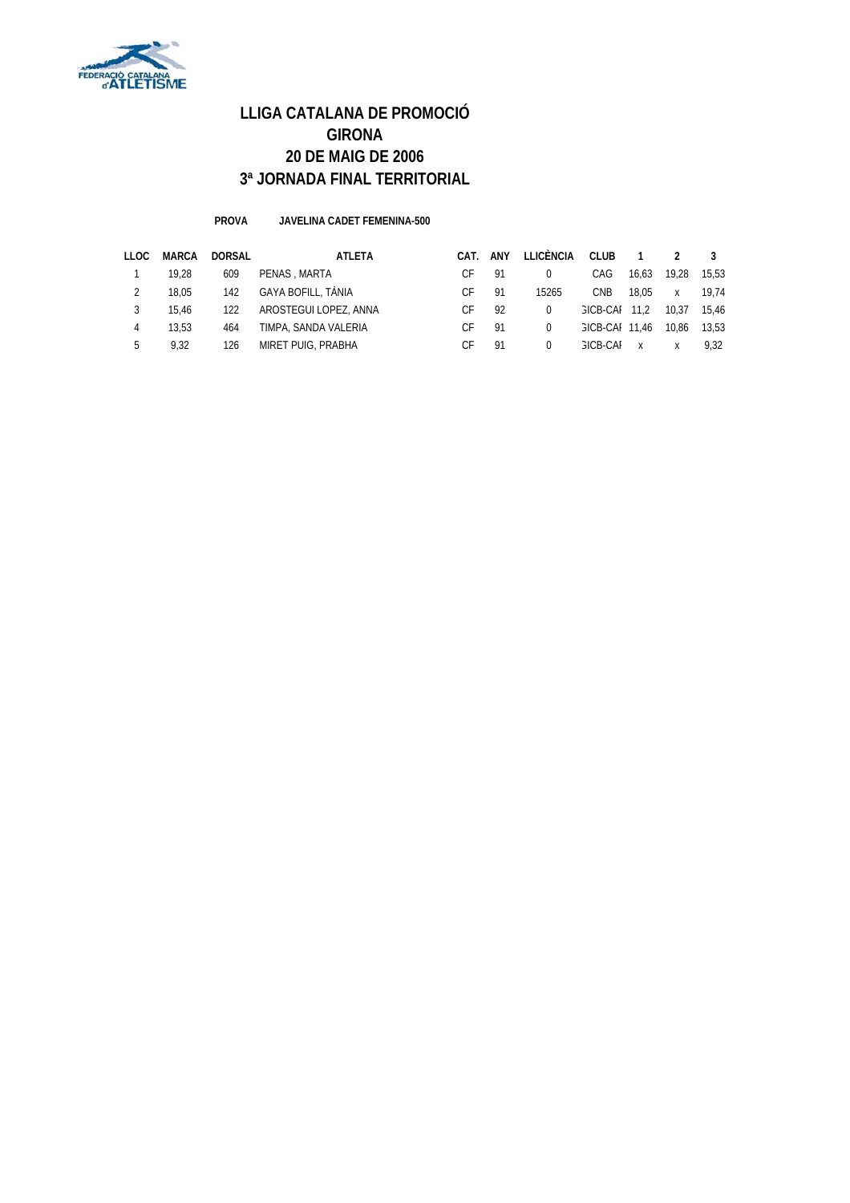# LLIGA CATALANA DE PROMOCIÓ
# GIRONA
# 20 DE MAIG DE 2006
# 3ª JORNADA FINAL TERRITORIAL

**PROVA** **JAVELINA CADET FEMENINA-500**

| LLOC | MARCA | DORSAL | ATLETA | CAT. | ANY | LLICÈNCIA | CLUB | 1 | 2 | 3 |
|---|---|---|---|---|---|---|---|---|---|---|
| 1 | 19,28 | 609 | PENAS , MARTA | CF | 91 | 0 | CAG | 16,63 | 19,28 | 15,53 |
| 2 | 18,05 | 142 | GAYA BOFILL, TÀNIA | CF | 91 | 15265 | CNB | 18,05 | x | 19,74 |
| 3 | 15,46 | 122 | AROSTEGUI LOPEZ, ANNA | CF | 92 | 0 | GICB-CAF | 11,2 | 10,37 | 15,46 |
| 4 | 13,53 | 464 | TIMPA, SANDA VALERIA | CF | 91 | 0 | GICB-CAF | 11,46 | 10,86 | 13,53 |
| 5 | 9,32 | 126 | MIRET PUIG, PRABHA | CF | 91 | 0 | GICB-CAF | x | x | 9,32 |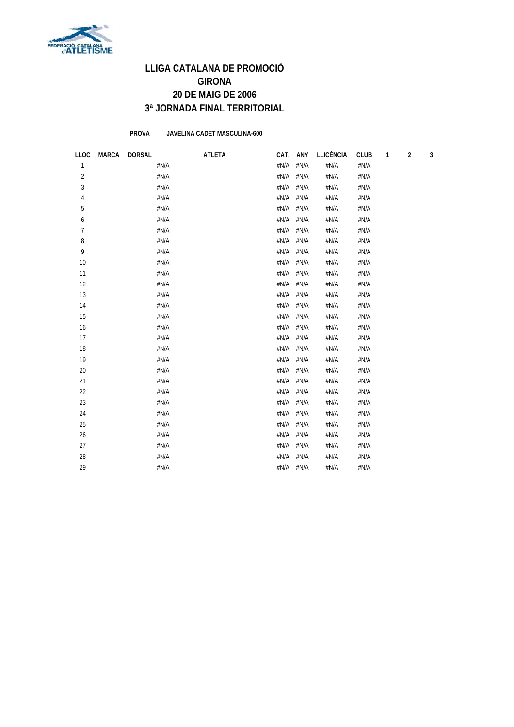# LLIGA CATALANA DE PROMOCIÓ
# GIRONA
# 20 DE MAIG DE 2006
# 3ª JORNADA FINAL TERRITORIAL

**PROVA** **JAVELINA CADET MASCULINA-600**

| LLOC | MARCA | DORSAL | ATLETA | CAT. | ANY | LLICÈNCIA | CLUB | 1 | 2 | 3 |
|---|---|---|---|---|---|---|---|---|---|---|
| 1 | | | #N/A | #N/A | #N/A | #N/A | #N/A | | | |
| 2 | | | #N/A | #N/A | #N/A | #N/A | #N/A | | | |
| 3 | | | #N/A | #N/A | #N/A | #N/A | #N/A | | | |
| 4 | | | #N/A | #N/A | #N/A | #N/A | #N/A | | | |
| 5 | | | #N/A | #N/A | #N/A | #N/A | #N/A | | | |
| 6 | | | #N/A | #N/A | #N/A | #N/A | #N/A | | | |
| 7 | | | #N/A | #N/A | #N/A | #N/A | #N/A | | | |
| 8 | | | #N/A | #N/A | #N/A | #N/A | #N/A | | | |
| 9 | | | #N/A | #N/A | #N/A | #N/A | #N/A | | | |
| 10 | | | #N/A | #N/A | #N/A | #N/A | #N/A | | | |
| 11 | | | #N/A | #N/A | #N/A | #N/A | #N/A | | | |
| 12 | | | #N/A | #N/A | #N/A | #N/A | #N/A | | | |
| 13 | | | #N/A | #N/A | #N/A | #N/A | #N/A | | | |
| 14 | | | #N/A | #N/A | #N/A | #N/A | #N/A | | | |
| 15 | | | #N/A | #N/A | #N/A | #N/A | #N/A | | | |
| 16 | | | #N/A | #N/A | #N/A | #N/A | #N/A | | | |
| 17 | | | #N/A | #N/A | #N/A | #N/A | #N/A | | | |
| 18 | | | #N/A | #N/A | #N/A | #N/A | #N/A | | | |
| 19 | | | #N/A | #N/A | #N/A | #N/A | #N/A | | | |
| 20 | | | #N/A | #N/A | #N/A | #N/A | #N/A | | | |
| 21 | | | #N/A | #N/A | #N/A | #N/A | #N/A | | | |
| 22 | | | #N/A | #N/A | #N/A | #N/A | #N/A | | | |
| 23 | | | #N/A | #N/A | #N/A | #N/A | #N/A | | | |
| 24 | | | #N/A | #N/A | #N/A | #N/A | #N/A | | | |
| 25 | | | #N/A | #N/A | #N/A | #N/A | #N/A | | | |
| 26 | | | #N/A | #N/A | #N/A | #N/A | #N/A | | | |
| 27 | | | #N/A | #N/A | #N/A | #N/A | #N/A | | | |
| 28 | | | #N/A | #N/A | #N/A | #N/A | #N/A | | | |
| 29 | | | #N/A | #N/A | #N/A | #N/A | #N/A | | | |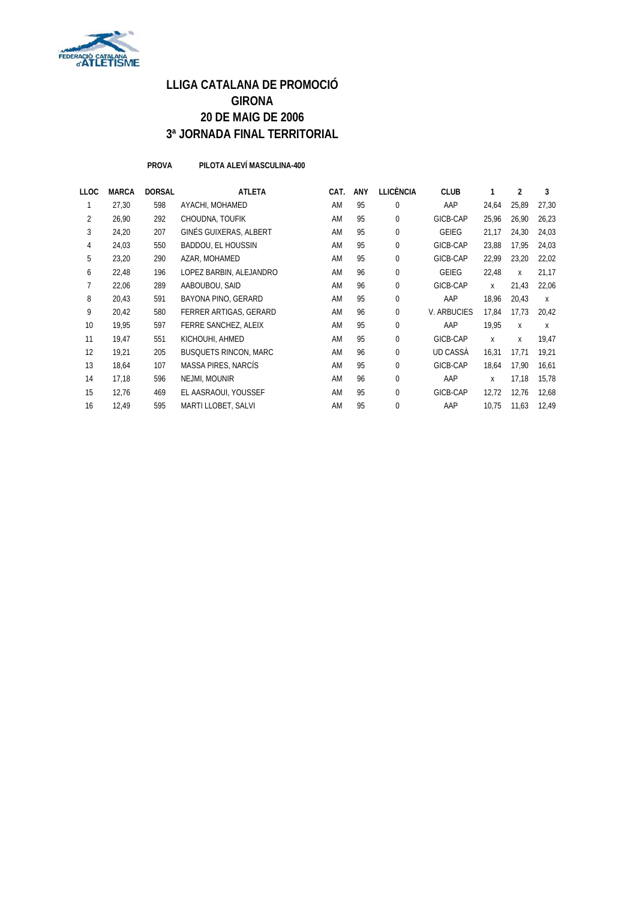# LLIGA CATALANA DE PROMOCIÓ
# GIRONA
# 20 DE MAIG DE 2006
# 3ª JORNADA FINAL TERRITORIAL

**PROVA** **PILOTA ALEVÍ MASCULINA-400**

| LLOC | MARCA | DORSAL | ATLETA | CAT. | ANY | LLICÈNCIA | CLUB | 1 | 2 | 3 |
|---|---|---|---|---|---|---|---|---|---|---|
| 1 | 27,30 | 598 | AYACHI, MOHAMED | AM | 95 | 0 | AAP | 24,64 | 25,89 | 27,30 |
| 2 | 26,90 | 292 | CHOUDNA, TOUFIK | AM | 95 | 0 | GICB-CAP | 25,96 | 26,90 | 26,23 |
| 3 | 24,20 | 207 | GINÉS GUIXERAS, ALBERT | AM | 95 | 0 | GEIEG | 21,17 | 24,30 | 24,03 |
| 4 | 24,03 | 550 | BADDOU, EL HOUSSIN | AM | 95 | 0 | GICB-CAP | 23,88 | 17,95 | 24,03 |
| 5 | 23,20 | 290 | AZAR, MOHAMED | AM | 95 | 0 | GICB-CAP | 22,99 | 23,20 | 22,02 |
| 6 | 22,48 | 196 | LOPEZ BARBIN, ALEJANDRO | AM | 96 | 0 | GEIEG | 22,48 | x | 21,17 |
| 7 | 22,06 | 289 | AABOUBOU, SAID | AM | 96 | 0 | GICB-CAP | x | 21,43 | 22,06 |
| 8 | 20,43 | 591 | BAYONA PINO, GERARD | AM | 95 | 0 | AAP | 18,96 | 20,43 | x |
| 9 | 20,42 | 580 | FERRER ARTIGAS, GERARD | AM | 96 | 0 | V. ARBUCIES | 17,84 | 17,73 | 20,42 |
| 10 | 19,95 | 597 | FERRE SANCHEZ, ALEIX | AM | 95 | 0 | AAP | 19,95 | x | x |
| 11 | 19,47 | 551 | KICHOUHI, AHMED | AM | 95 | 0 | GICB-CAP | x | x | 19,47 |
| 12 | 19,21 | 205 | BUSQUETS RINCON, MARC | AM | 96 | 0 | UD CASSÀ | 16,31 | 17,71 | 19,21 |
| 13 | 18,64 | 107 | MASSA PIRES, NARCÍS | AM | 95 | 0 | GICB-CAP | 18,64 | 17,90 | 16,61 |
| 14 | 17,18 | 596 | NEJMI, MOUNIR | AM | 96 | 0 | AAP | x | 17,18 | 15,78 |
| 15 | 12,76 | 469 | EL AASRAOUI, YOUSSEF | AM | 95 | 0 | GICB-CAP | 12,72 | 12,76 | 12,68 |
| 16 | 12,49 | 595 | MARTI LLOBET, SALVI | AM | 95 | 0 | AAP | 10,75 | 11,63 | 12,49 |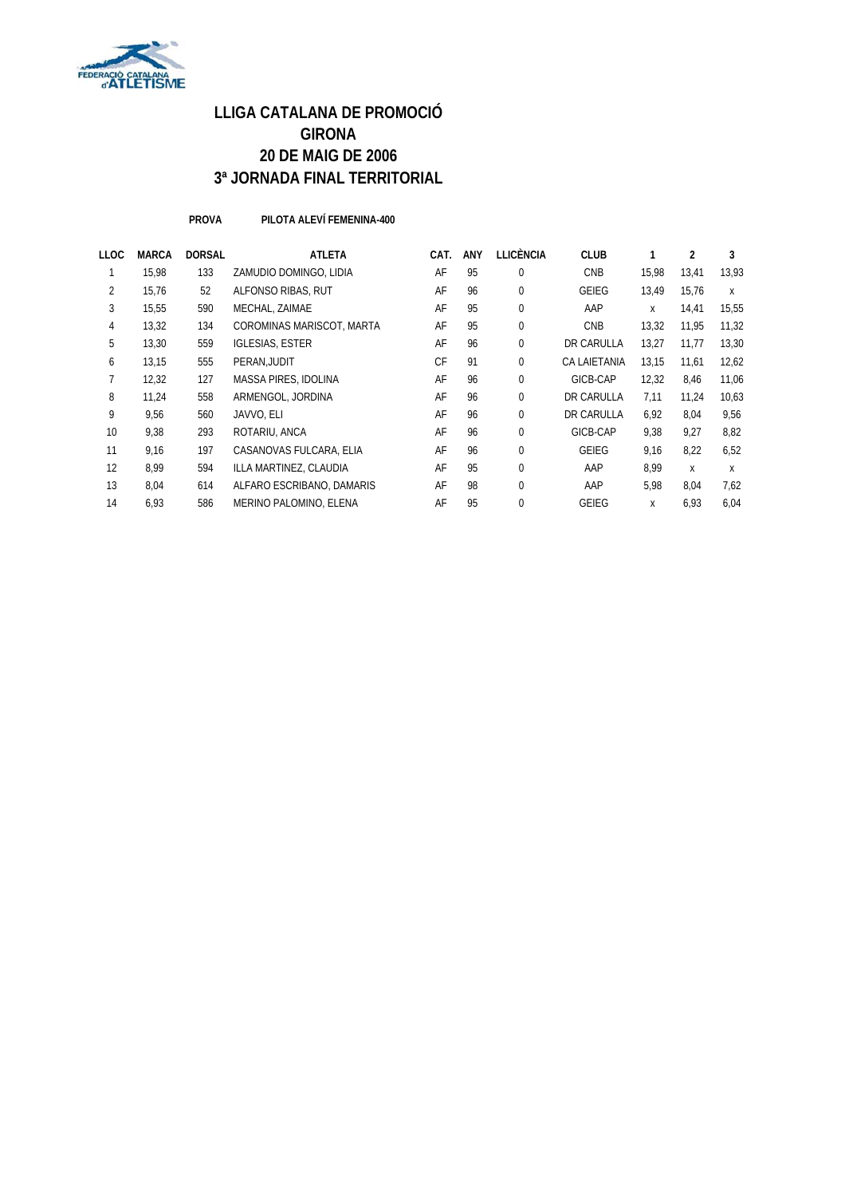# LLIGA CATALANA DE PROMOCIÓ
# GIRONA
# 20 DE MAIG DE 2006
# 3ª JORNADA FINAL TERRITORIAL

**PROVA** **PILOTA ALEVÍ FEMENINA-400**

| LLOC | MARCA | DORSAL | ATLETA | CAT. | ANY | LLICÈNCIA | CLUB | 1 | 2 | 3 |
|---|---|---|---|---|---|---|---|---|---|---|
| 1 | 15,98 | 133 | ZAMUDIO DOMINGO, LIDIA | AF | 95 | 0 | CNB | 15,98 | 13,41 | 13,93 |
| 2 | 15,76 | 52 | ALFONSO RIBAS, RUT | AF | 96 | 0 | GEIEG | 13,49 | 15,76 | X |
| 3 | 15,55 | 590 | MECHAL, ZAIMAE | AF | 95 | 0 | AAP | X | 14,41 | 15,55 |
| 4 | 13,32 | 134 | COROMINAS MARISCOT, MARTA | AF | 95 | 0 | CNB | 13,32 | 11,95 | 11,32 |
| 5 | 13,30 | 559 | IGLESIAS, ESTER | AF | 96 | 0 | DR CARULLA | 13,27 | 11,77 | 13,30 |
| 6 | 13,15 | 555 | PERAN,JUDIT | CF | 91 | 0 | CA LAIETANIA | 13,15 | 11,61 | 12,62 |
| 7 | 12,32 | 127 | MASSA PIRES, IDOLINA | AF | 96 | 0 | GICB-CAP | 12,32 | 8,46 | 11,06 |
| 8 | 11,24 | 558 | ARMENGOL, JORDINA | AF | 96 | 0 | DR CARULLA | 7,11 | 11,24 | 10,63 |
| 9 | 9,56 | 560 | JAVVO, ELI | AF | 96 | 0 | DR CARULLA | 6,92 | 8,04 | 9,56 |
| 10 | 9,38 | 293 | ROTARIU, ANCA | AF | 96 | 0 | GICB-CAP | 9,38 | 9,27 | 8,82 |
| 11 | 9,16 | 197 | CASANOVAS FULCARA, ELIA | AF | 96 | 0 | GEIEG | 9,16 | 8,22 | 6,52 |
| 12 | 8,99 | 594 | ILLA MARTINEZ, CLAUDIA | AF | 95 | 0 | AAP | 8,99 | X | X |
| 13 | 8,04 | 614 | ALFARO ESCRIBANO, DAMARIS | AF | 98 | 0 | AAP | 5,98 | 8,04 | 7,62 |
| 14 | 6,93 | 586 | MERINO PALOMINO, ELENA | AF | 95 | 0 | GEIEG | X | 6,93 | 6,04 |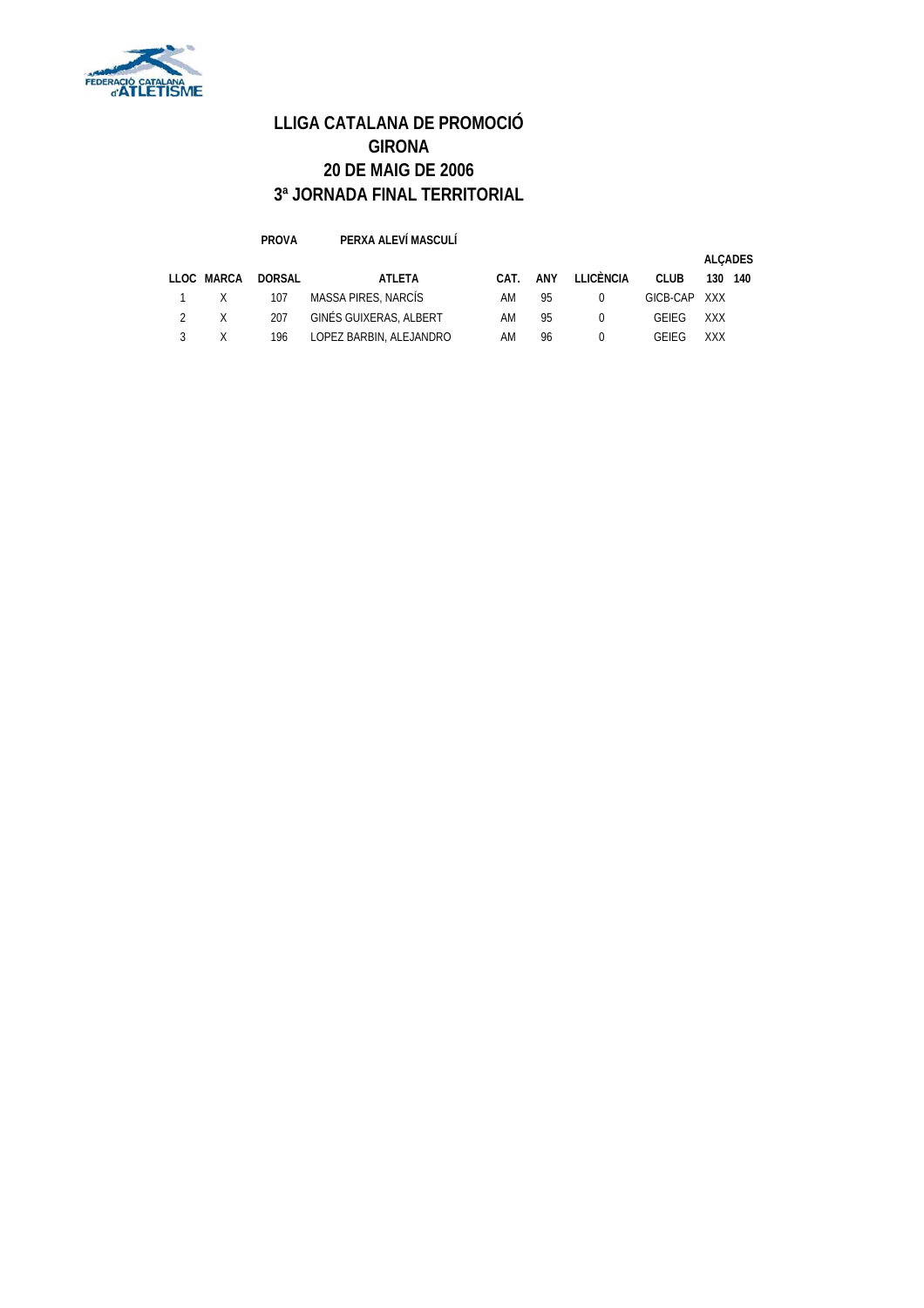# LLIGA CATALANA DE PROMOCIÓ
# GIRONA
# 20 DE MAIG DE 2006
# 3ª JORNADA FINAL TERRITORIAL

**PROVA** **PERXA ALEVÍ MASCULÍ**

| | | | | | | | | ALÇADES | |
|---|---|---|---|---|---|---|---|---|---|
| **LLOC** | **MARCA** | **DORSAL** | **ATLETA** | **CAT.** | **ANY** | **LLICÈNCIA** | **CLUB** | **130** | **140** |
| 1 | X | 107 | MASSA PIRES, NARCÍS | AM | 95 | 0 | GICB-CAP | XXX | |
| 2 | X | 207 | GINÉS GUIXERAS, ALBERT | AM | 95 | 0 | GEIEG | XXX | |
| 3 | X | 196 | LOPEZ BARBIN, ALEJANDRO | AM | 96 | 0 | GEIEG | XXX | |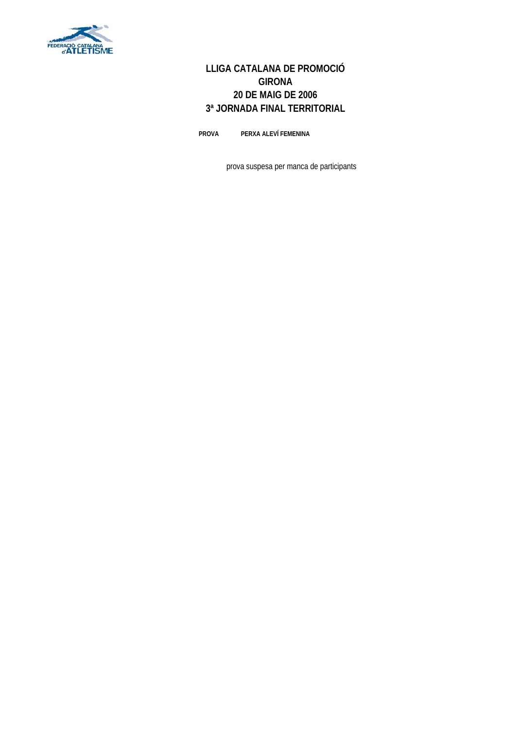# LLIGA CATALANA DE PROMOCIÓ
## GIRONA
## 20 DE MAIG DE 2006
## 3ª JORNADA FINAL TERRITORIAL

**PROVA** **PERXA ALEVÍ FEMENINA**

prova suspesa per manca de participants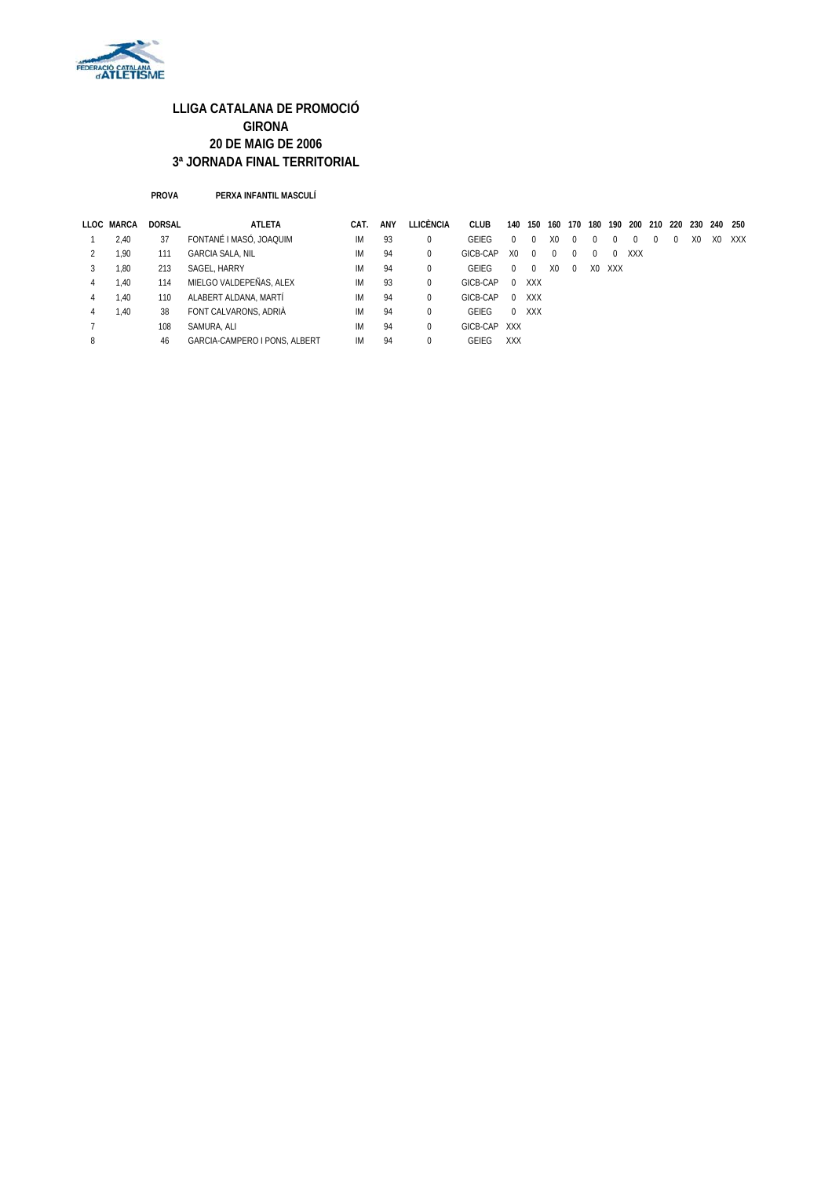# LLIGA CATALANA DE PROMOCIÓ
## GIRONA
## 20 DE MAIG DE 2006
## 3ª JORNADA FINAL TERRITORIAL

**PROVA** **PERXA INFANTIL MASCULÍ**

| LLOC | MARCA | DORSAL | ATLETA | CAT. | ANY | LLICÈNCIA | CLUB | 140 | 150 | 160 | 170 | 180 | 190 | 200 | 210 | 220 | 230 | 240 | 250 |
|---|---|---|---|---|---|---|---|---|---|---|---|---|---|---|---|---|---|---|---|
| 1 | 2,40 | 37 | FONTANÉ I MASÓ, JOAQUIM | IM | 93 | 0 | GEIEG | 0 | 0 | X0 | 0 | 0 | 0 | 0 | 0 | 0 | X0 | X0 | XXX |
| 2 | 1,90 | 111 | GARCIA SALA, NIL | IM | 94 | 0 | GICB-CAP | X0 | 0 | 0 | 0 | 0 | 0 | XXX | | | | | |
| 3 | 1,80 | 213 | SAGEL, HARRY | IM | 94 | 0 | GEIEG | 0 | 0 | X0 | 0 | X0 | XXX | | | | | | |
| 4 | 1,40 | 114 | MIELGO VALDEPEÑAS, ALEX | IM | 93 | 0 | GICB-CAP | 0 | XXX | | | | | | | | | | |
| 4 | 1,40 | 110 | ALABERT ALDANA, MARTÍ | IM | 94 | 0 | GICB-CAP | 0 | XXX | | | | | | | | | | |
| 4 | 1,40 | 38 | FONT CALVARONS, ADRIÀ | IM | 94 | 0 | GEIEG | 0 | XXX | | | | | | | | | | |
| 7 | | 108 | SAMURA, ALI | IM | 94 | 0 | GICB-CAP | XXX | | | | | | | | | | | |
| 8 | | 46 | GARCIA-CAMPERO I PONS, ALBERT | IM | 94 | 0 | GEIEG | XXX | | | | | | | | | | | |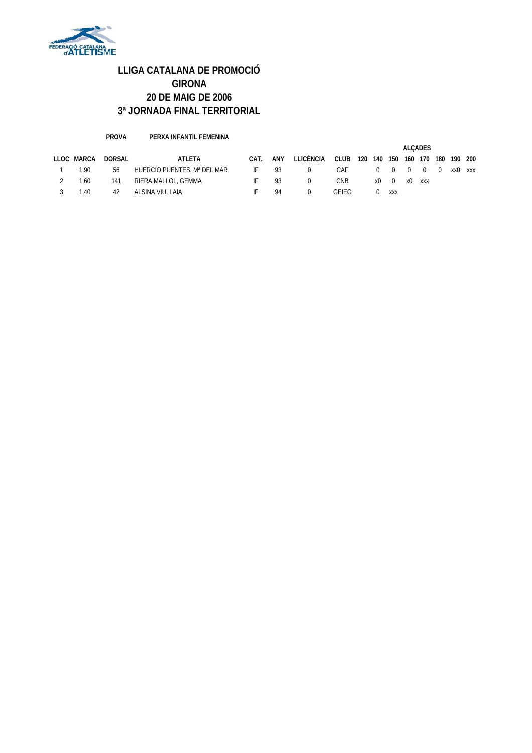# LLIGA CATALANA DE PROMOCIÓ
# GIRONA
# 20 DE MAIG DE 2006
# 3ª JORNADA FINAL TERRITORIAL

**PROVA** **PERXA INFANTIL FEMENINA**

| LLOC | MARCA | DORSAL | ATLETA | CAT. | ANY | LLICÈNCIA | CLUB | ALÇADES | | | | | | | |
|---|---|---|---|---|---|---|---|---|---|---|---|---|---|---|---|
| | | | | | | | | 120 | 140 | 150 | 160 | 170 | 180 | 190 | 200 |
| 1 | 1,90 | 56 | HUERCIO PUENTES, Mª DEL MAR | IF | 93 | 0 | CAF | | 0 | 0 | 0 | 0 | 0 | xx0 | xxx |
| 2 | 1,60 | 141 | RIERA MALLOL, GEMMA | IF | 93 | 0 | CNB | | x0 | 0 | x0 | xxx | | | |
| 3 | 1,40 | 42 | ALSINA VIU, LAIA | IF | 94 | 0 | GEIEG | | 0 | xxx | | | | | |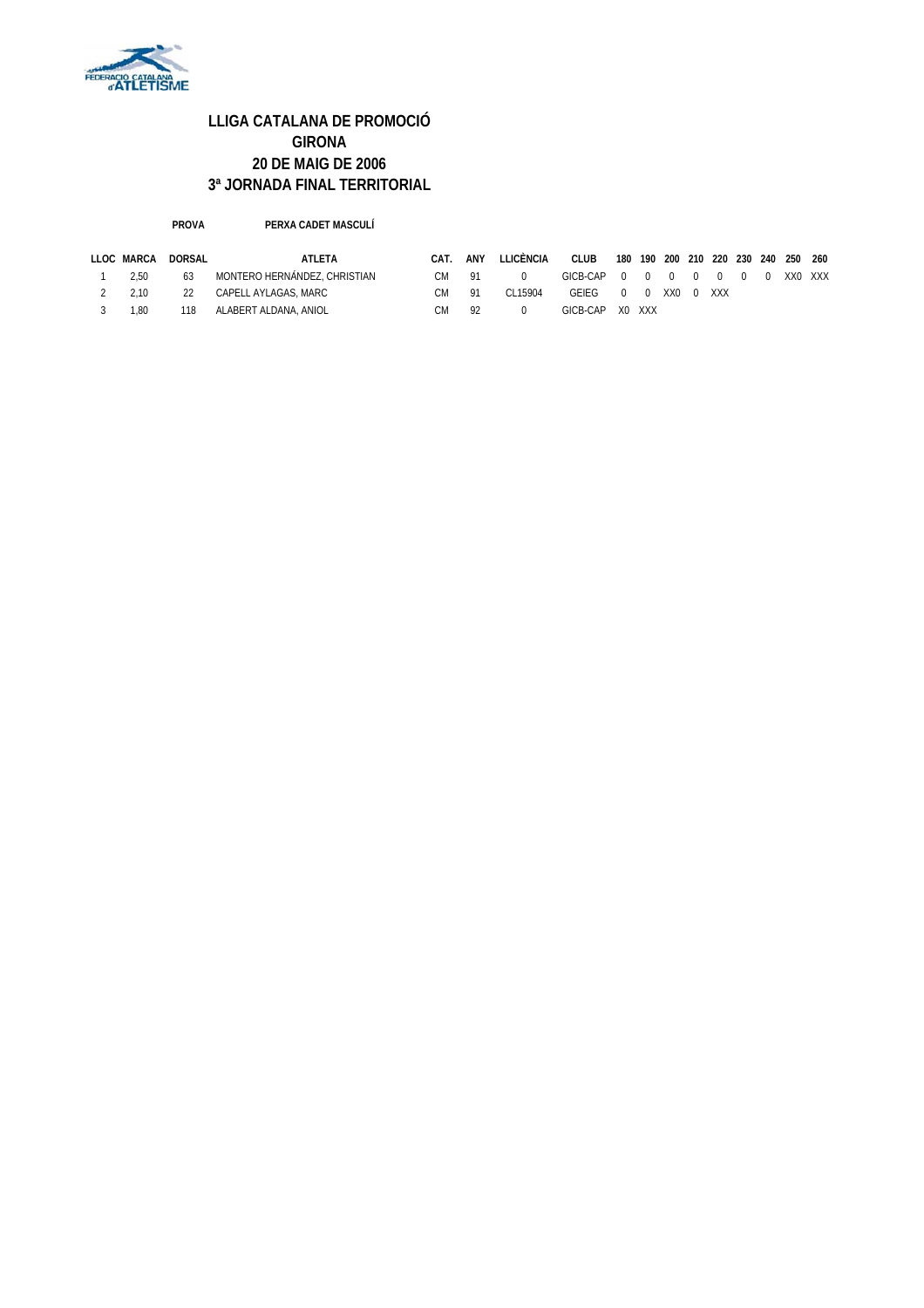# LLIGA CATALANA DE PROMOCIÓ
# GIRONA
# 20 DE MAIG DE 2006
# 3ª JORNADA FINAL TERRITORIAL

**PROVA** **PERXA CADET MASCULÍ**

| LLOC | MARCA | DORSAL | ATLETA | CAT. | ANY | LLICÈNCIA | CLUB | 180 | 190 | 200 | 210 | 220 | 230 | 240 | 250 | 260 |
|---|---|---|---|---|---|---|---|---|---|---|---|---|---|---|---|---|
| 1 | 2,50 | 63 | MONTERO HERNÁNDEZ, CHRISTIAN | CM | 91 | 0 | GICB-CAP | 0 | 0 | 0 | 0 | 0 | 0 | 0 | XX0 | XXX |
| 2 | 2,10 | 22 | CAPELL AYLAGAS, MARC | CM | 91 | CL15904 | GEIEG | 0 | 0 | XX0 | 0 | XXX | | | | |
| 3 | 1,80 | 118 | ALABERT ALDANA, ANIOL | CM | 92 | 0 | GICB-CAP | X0 | XXX | | | | | | | |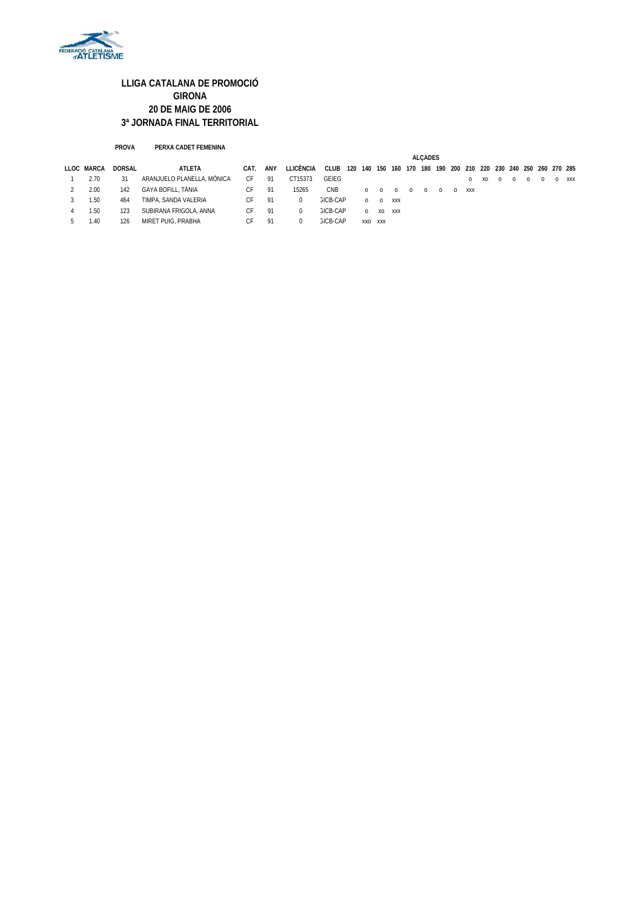# LLIGA CATALANA DE PROMOCIÓ
## GIRONA
## 20 DE MAIG DE 2006
## 3ª JORNADA FINAL TERRITORIAL

**PROVA** **PERXA CADET FEMENINA**

| LLOC | MARCA | DORSAL | ATLETA | CAT. | ANY | LLICÈNCIA | CLUB | ALÇADES | | | | | | | | | | | | | | | |
|---|---|---|---|---|---|---|---|---|---|---|---|---|---|---|---|---|---|---|---|---|---|---|---|
| | | | | | | | | 120 | 140 | 150 | 160 | 170 | 180 | 190 | 200 | 210 | 220 | 230 | 240 | 250 | 260 | 270 | 285 |
| 1 | 2.70 | 31 | ARANJUELO PLANELLA, MÒNICA | CF | 91 | CT15373 | GEIEG | | | | | | | | | o | xo | o | o | o | o | o | xxx |
| 2 | 2.00 | 142 | GAYA BOFILL, TÀNIA | CF | 91 | 15265 | CNB | | o | o | o | o | o | o | o | xxx | | | | | | | |
| 3 | 1.50 | 464 | TIMPA, SANDA VALERIA | CF | 91 | 0 | 3ICB-CAP | | o | o | xxx | | | | | | | | | | | | |
| 4 | 1.50 | 123 | SUBIRANA FRIGOLA, ANNA | CF | 91 | 0 | 3ICB-CAP | | o | xo | xxx | | | | | | | | | | | | |
| 5 | 1.40 | 126 | MIRET PUIG, PRABHA | CF | 91 | 0 | 3ICB-CAP | | xxo | xxx | | | | | | | | | | | | | |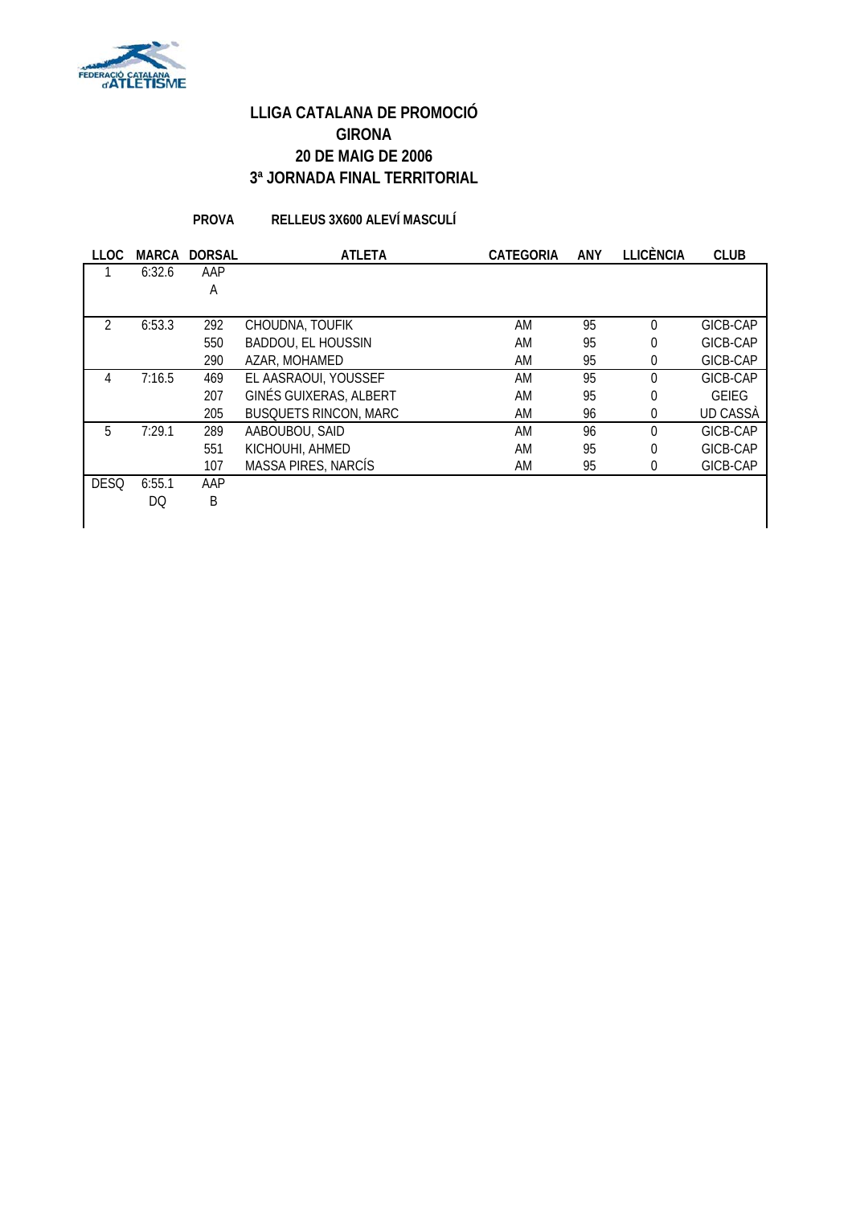# LLIGA CATALANA DE PROMOCIÓ
# GIRONA
# 20 DE MAIG DE 2006
# 3ª JORNADA FINAL TERRITORIAL

**PROVA** **RELLEUS 3X600 ALEVÍ MASCULÍ**

| LLOC | MARCA | DORSAL | ATLETA | CATEGORIA | ANY | LLICÈNCIA | CLUB |
|---|---|---|---|---|---|---|---|
| 1 | 6:32.6 | AAP A | | | | | |
| 2 | 6:53.3 | 292 | CHOUDNA, TOUFIK | AM | 95 | 0 | GICB-CAP |
| | | 550 | BADDOU, EL HOUSSIN | AM | 95 | 0 | GICB-CAP |
| | | 290 | AZAR, MOHAMED | AM | 95 | 0 | GICB-CAP |
| 4 | 7:16.5 | 469 | EL AASRAOUI, YOUSSEF | AM | 95 | 0 | GICB-CAP |
| | | 207 | GINÉS GUIXERAS, ALBERT | AM | 95 | 0 | GEIEG |
| | | 205 | BUSQUETS RINCON, MARC | AM | 96 | 0 | UD CASSÀ |
| 5 | 7:29.1 | 289 | AABOUBOU, SAID | AM | 96 | 0 | GICB-CAP |
| | | 551 | KICHOUHI, AHMED | AM | 95 | 0 | GICB-CAP |
| | | 107 | MASSA PIRES, NARCÍS | AM | 95 | 0 | GICB-CAP |
| DESQ | 6:55.1 DQ | AAP B | | | | | |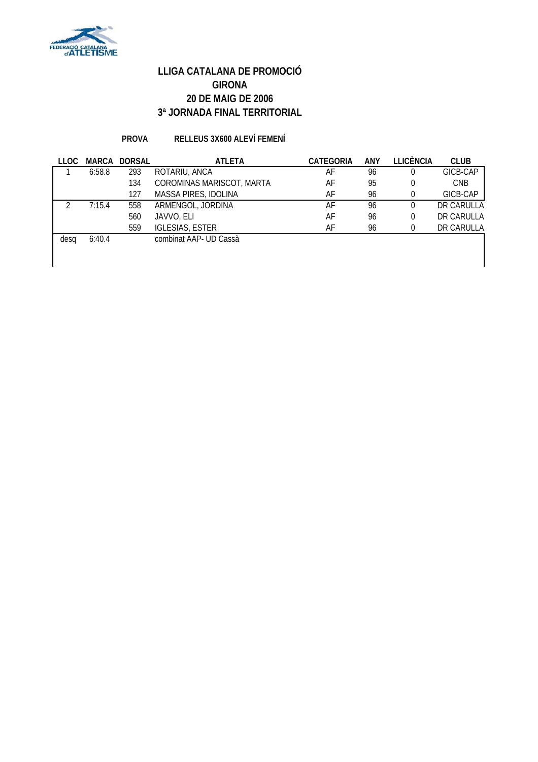FEDERACIÓ CATALANA d'ATLETISME

# LLIGA CATALANA DE PROMOCIÓ
## GIRONA
## 20 DE MAIG DE 2006
## 3ª JORNADA FINAL TERRITORIAL

**PROVA** **RELLEUS 3X600 ALEVÍ FEMENÍ**

| LLOC | MARCA | DORSAL | ATLETA | CATEGORIA | ANY | LLICÈNCIA | CLUB |
|---|---|---|---|---|---|---|---|
| 1 | 6:58.8 | 293 | ROTARIU, ANCA | AF | 96 | 0 | GICB-CAP |
| | | 134 | COROMINAS MARISCOT, MARTA | AF | 95 | 0 | CNB |
| | | 127 | MASSA PIRES, IDOLINA | AF | 96 | 0 | GICB-CAP |
| 2 | 7:15.4 | 558 | ARMENGOL, JORDINA | AF | 96 | 0 | DR CARULLA |
| | | 560 | JAVVO, ELI | AF | 96 | 0 | DR CARULLA |
| | | 559 | IGLESIAS, ESTER | AF | 96 | 0 | DR CARULLA |
| desq | 6:40.4 | | combinat AAP- UD Cassà | | | | |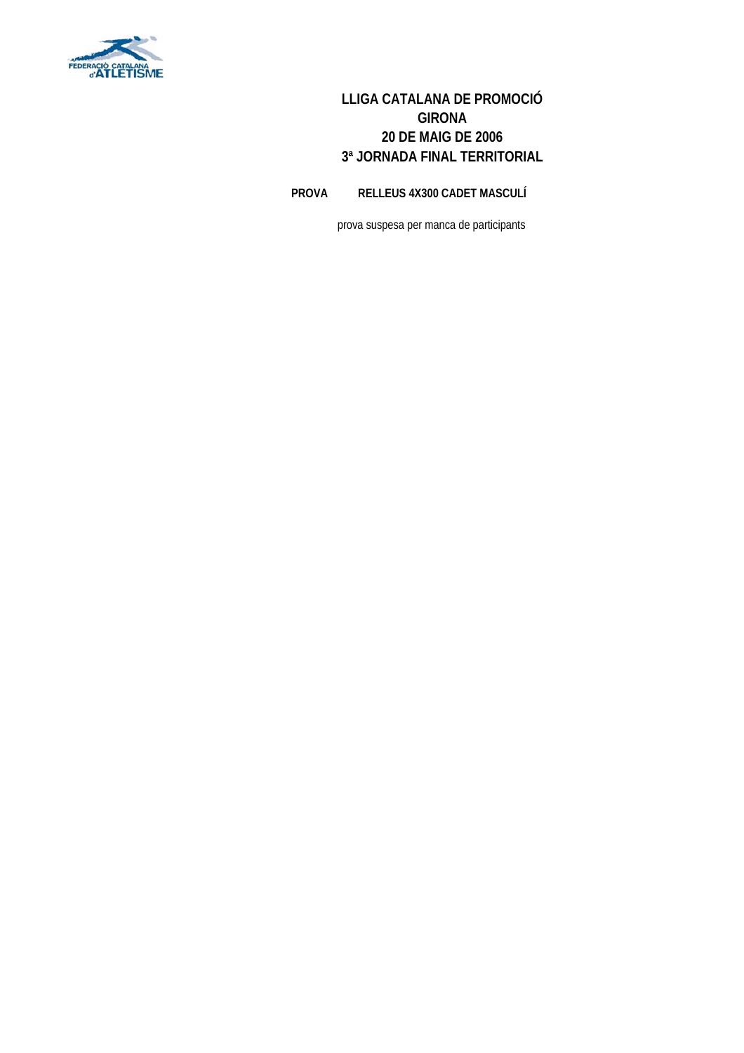# LLIGA CATALANA DE PROMOCIÓ
# GIRONA
# 20 DE MAIG DE 2006
# 3ª JORNADA FINAL TERRITORIAL

**PROVA** **RELLEUS 4X300 CADET MASCULÍ**

prova suspesa per manca de participants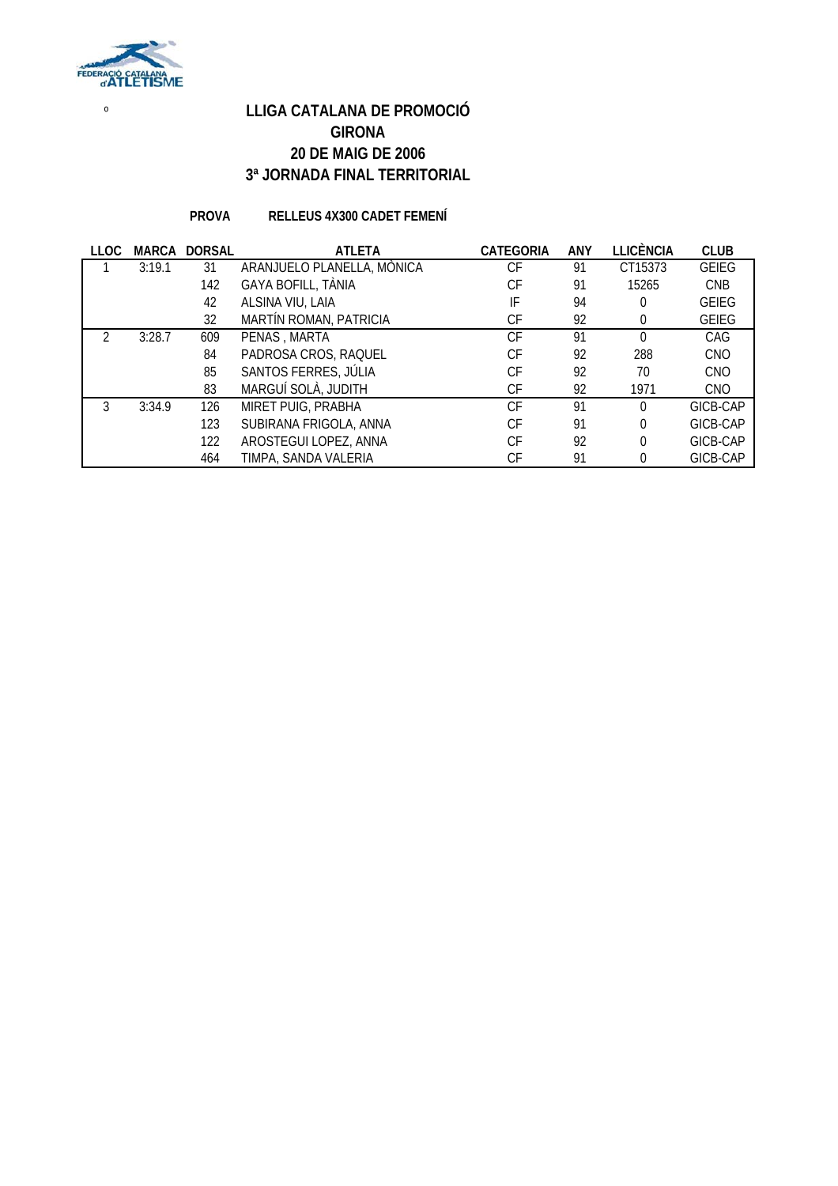# LLIGA CATALANA DE PROMOCIÓ
## GIRONA
## 20 DE MAIG DE 2006
## 3ª JORNADA FINAL TERRITORIAL

**PROVA** **RELLEUS 4X300 CADET FEMENÍ**

| LLOC | MARCA | DORSAL | ATLETA | CATEGORIA | ANY | LLICÈNCIA | CLUB |
|---|---|---|---|---|---|---|---|
| 1 | 3:19.1 | 31 | ARANJUELO PLANELLA, MÒNICA | CF | 91 | CT15373 | GEIEG |
| | | 142 | GAYA BOFILL, TÀNIA | CF | 91 | 15265 | CNB |
| | | 42 | ALSINA VIU, LAIA | IF | 94 | 0 | GEIEG |
| | | 32 | MARTÍN ROMAN, PATRICIA | CF | 92 | 0 | GEIEG |
| 2 | 3:28.7 | 609 | PENAS , MARTA | CF | 91 | 0 | CAG |
| | | 84 | PADROSA CROS, RAQUEL | CF | 92 | 288 | CNO |
| | | 85 | SANTOS FERRES, JÚLIA | CF | 92 | 70 | CNO |
| | | 83 | MARGUÍ SOLÀ, JUDITH | CF | 92 | 1971 | CNO |
| 3 | 3:34.9 | 126 | MIRET PUIG, PRABHA | CF | 91 | 0 | GICB-CAP |
| | | 123 | SUBIRANA FRIGOLA, ANNA | CF | 91 | 0 | GICB-CAP |
| | | 122 | AROSTEGUI LOPEZ, ANNA | CF | 92 | 0 | GICB-CAP |
| | | 464 | TIMPA, SANDA VALERIA | CF | 91 | 0 | GICB-CAP |